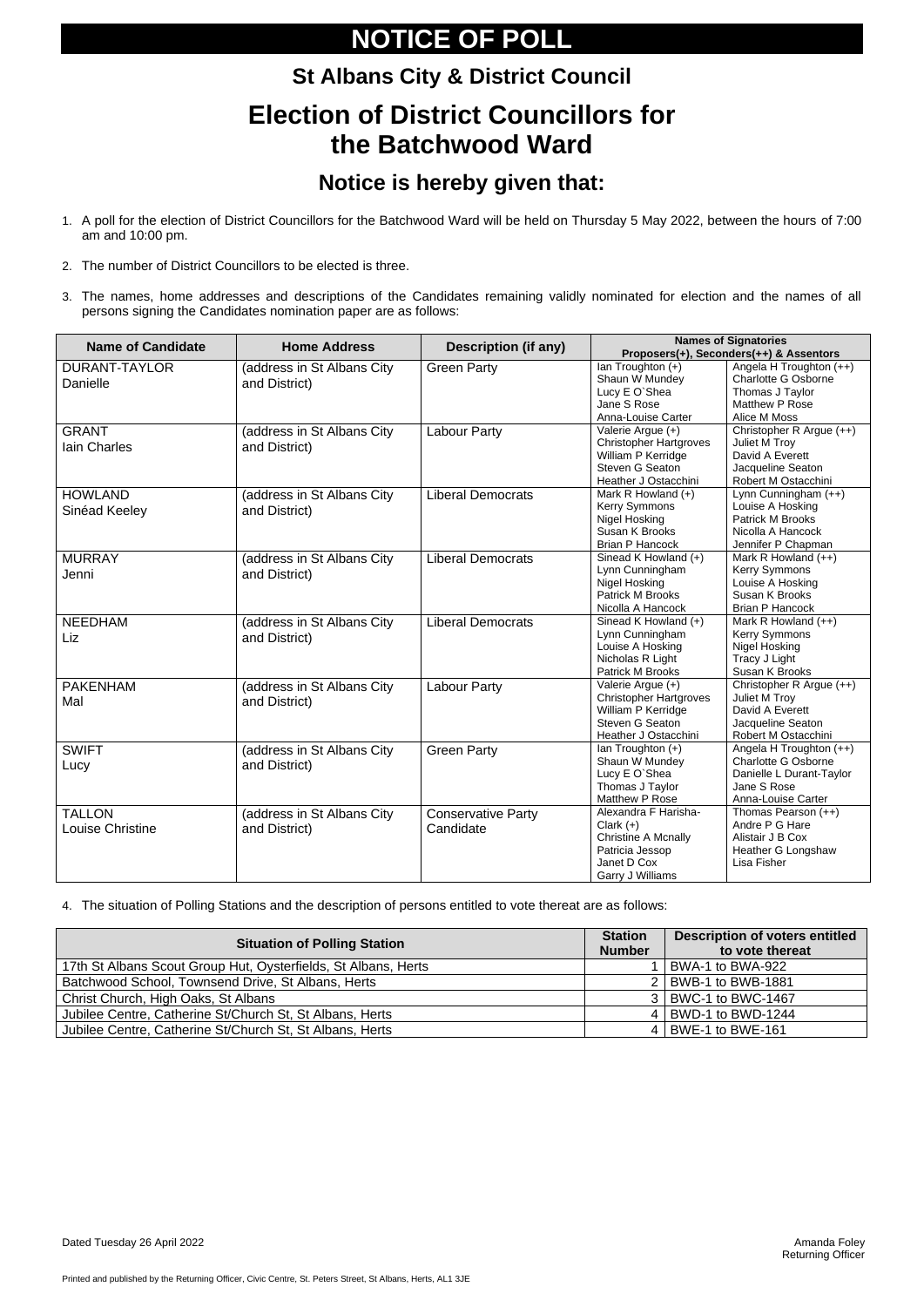# NOTICE OF POLL

## St Albans City & District Council

# Election of District Councillors for the Batchwood Ward

## Notice is hereby given that:

1. A poll for the election of District Councillors for the Batchwood Ward will be held on Thursday 5 May 2022, between the hours of 7:00 am and 10:00 pm.
2. The number of District Councillors to be elected is three.
3. The names, home addresses and descriptions of the Candidates remaining validly nominated for election and the names of all persons signing the Candidates nomination paper are as follows:

| Name of Candidate | Home Address | Description (if any) | Names of Signatories Proposers(+), Seconders(++) & Assentors | |
|---|---|---|---|---|
| DURANT-TAYLOR Danielle | (address in St Albans City and District) | Green Party | Ian Troughton (+)<br>Shaun W Mundey<br>Lucy E O`Shea<br>Jane S Rose<br>Anna-Louise Carter | Angela H Troughton (++)<br>Charlotte G Osborne<br>Thomas J Taylor<br>Matthew P Rose<br>Alice M Moss |
| GRANT Iain Charles | (address in St Albans City and District) | Labour Party | Valerie Argue (+)<br>Christopher Hartgroves<br>William P Kerridge<br>Steven G Seaton<br>Heather J Ostacchini | Christopher R Argue (++)<br>Juliet M Troy<br>David A Everett<br>Jacqueline Seaton<br>Robert M Ostacchini |
| HOWLAND Sinéad Keeley | (address in St Albans City and District) | Liberal Democrats | Mark R Howland (+)<br>Kerry Symmons<br>Nigel Hosking<br>Susan K Brooks<br>Brian P Hancock | Lynn Cunningham (++)<br>Louise A Hosking<br>Patrick M Brooks<br>Nicolla A Hancock<br>Jennifer P Chapman |
| MURRAY Jenni | (address in St Albans City and District) | Liberal Democrats | Sinead K Howland (+)<br>Lynn Cunningham<br>Nigel Hosking<br>Patrick M Brooks<br>Nicolla A Hancock | Mark R Howland (++)<br>Kerry Symmons<br>Louise A Hosking<br>Susan K Brooks<br>Brian P Hancock |
| NEEDHAM Liz | (address in St Albans City and District) | Liberal Democrats | Sinead K Howland (+)<br>Lynn Cunningham<br>Louise A Hosking<br>Nicholas R Light<br>Patrick M Brooks | Mark R Howland (++)<br>Kerry Symmons<br>Nigel Hosking<br>Tracy J Light<br>Susan K Brooks |
| PAKENHAM Mal | (address in St Albans City and District) | Labour Party | Valerie Argue (+)<br>Christopher Hartgroves<br>William P Kerridge<br>Steven G Seaton<br>Heather J Ostacchini | Christopher R Argue (++)<br>Juliet M Troy<br>David A Everett<br>Jacqueline Seaton<br>Robert M Ostacchini |
| SWIFT Lucy | (address in St Albans City and District) | Green Party | Ian Troughton (+)<br>Shaun W Mundey<br>Lucy E O`Shea<br>Thomas J Taylor<br>Matthew P Rose | Angela H Troughton (++)<br>Charlotte G Osborne<br>Danielle L Durant-Taylor<br>Jane S Rose<br>Anna-Louise Carter |
| TALLON Louise Christine | (address in St Albans City and District) | Conservative Party Candidate | Alexandra F Harisha-Clark (+)<br>Christine A Mcnally<br>Patricia Jessop<br>Janet D Cox<br>Garry J Williams | Thomas Pearson (++)<br>Andre P G Hare<br>Alistair J B Cox<br>Heather G Longshaw<br>Lisa Fisher |

4. The situation of Polling Stations and the description of persons entitled to vote thereat are as follows:

| Situation of Polling Station | Station Number | Description of voters entitled to vote thereat |
|---|---|---|
| 17th St Albans Scout Group Hut, Oysterfields, St Albans, Herts | 1 | BWA-1 to BWA-922 |
| Batchwood School, Townsend Drive, St Albans, Herts | 2 | BWB-1 to BWB-1881 |
| Christ Church, High Oaks, St Albans | 3 | BWC-1 to BWC-1467 |
| Jubilee Centre, Catherine St/Church St, St Albans, Herts | 4 | BWD-1 to BWD-1244 |
| Jubilee Centre, Catherine St/Church St, St Albans, Herts | 4 | BWE-1 to BWE-161 |

Dated Tuesday 26 April 2022

Amanda Foley
Returning Officer

Printed and published by the Returning Officer, Civic Centre, St. Peters Street, St Albans, Herts, AL1 3JE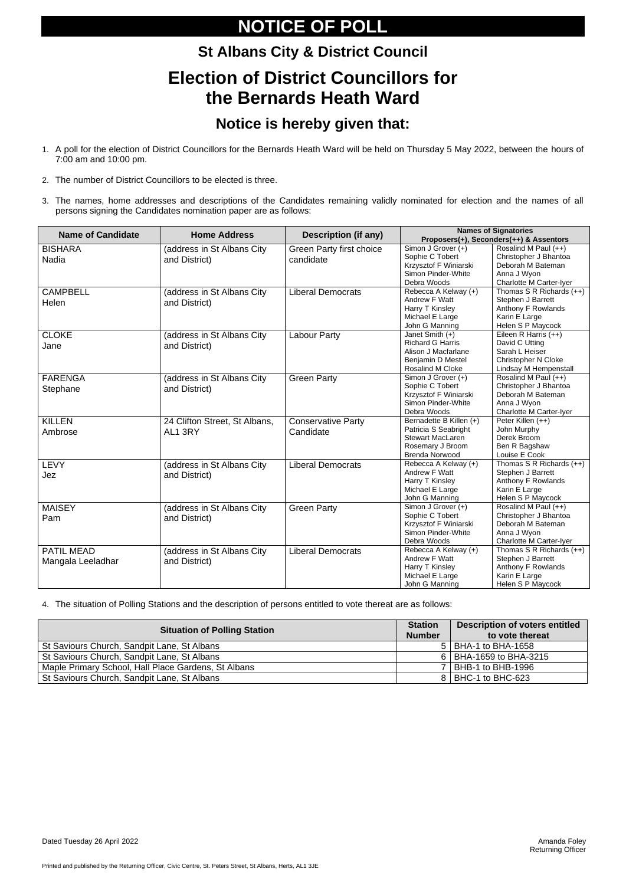# NOTICE OF POLL

## St Albans City & District Council

# Election of District Councillors for the Bernards Heath Ward

## Notice is hereby given that:

1. A poll for the election of District Councillors for the Bernards Heath Ward will be held on Thursday 5 May 2022, between the hours of 7:00 am and 10:00 pm.

2. The number of District Councillors to be elected is three.

3. The names, home addresses and descriptions of the Candidates remaining validly nominated for election and the names of all persons signing the Candidates nomination paper are as follows:

| Name of Candidate | Home Address | Description (if any) | Names of Signatories Proposers(+), Seconders(++) & Assentors | |
|---|---|---|---|---|
| BISHARA Nadia | (address in St Albans City and District) | Green Party first choice candidate | Simon J Grover (+)<br>Sophie C Tobert<br>Krzysztof F Winiarski<br>Simon Pinder-White<br>Debra Woods | Rosalind M Paul (++)<br>Christopher J Bhantoa<br>Deborah M Bateman<br>Anna J Wyon<br>Charlotte M Carter-Iyer |
| CAMPBELL Helen | (address in St Albans City and District) | Liberal Democrats | Rebecca A Kelway (+)<br>Andrew F Watt<br>Harry T Kinsley<br>Michael E Large<br>John G Manning | Thomas S R Richards (++)<br>Stephen J Barrett<br>Anthony F Rowlands<br>Karin E Large<br>Helen S P Maycock |
| CLOKE Jane | (address in St Albans City and District) | Labour Party | Janet Smith (+)<br>Richard G Harris<br>Alison J Macfarlane<br>Benjamin D Mestel<br>Rosalind M Cloke | Eileen R Harris (++)<br>David C Utting<br>Sarah L Heiser<br>Christopher N Cloke<br>Lindsay M Hempenstall |
| FARENGA Stephane | (address in St Albans City and District) | Green Party | Simon J Grover (+)<br>Sophie C Tobert<br>Krzysztof F Winiarski<br>Simon Pinder-White<br>Debra Woods | Rosalind M Paul (++)<br>Christopher J Bhantoa<br>Deborah M Bateman<br>Anna J Wyon<br>Charlotte M Carter-Iyer |
| KILLEN Ambrose | 24 Clifton Street, St Albans, AL1 3RY | Conservative Party Candidate | Bernadette B Killen (+)<br>Patricia S Seabright<br>Stewart MacLaren<br>Rosemary J Broom<br>Brenda Norwood | Peter Killen (++)<br>John Murphy<br>Derek Broom<br>Ben R Bagshaw<br>Louise E Cook |
| LEVY Jez | (address in St Albans City and District) | Liberal Democrats | Rebecca A Kelway (+)<br>Andrew F Watt<br>Harry T Kinsley<br>Michael E Large<br>John G Manning | Thomas S R Richards (++)<br>Stephen J Barrett<br>Anthony F Rowlands<br>Karin E Large<br>Helen S P Maycock |
| MAISEY Pam | (address in St Albans City and District) | Green Party | Simon J Grover (+)<br>Sophie C Tobert<br>Krzysztof F Winiarski<br>Simon Pinder-White<br>Debra Woods | Rosalind M Paul (++)<br>Christopher J Bhantoa<br>Deborah M Bateman<br>Anna J Wyon<br>Charlotte M Carter-Iyer |
| PATIL MEAD Mangala Leeladhar | (address in St Albans City and District) | Liberal Democrats | Rebecca A Kelway (+)<br>Andrew F Watt<br>Harry T Kinsley<br>Michael E Large<br>John G Manning | Thomas S R Richards (++)<br>Stephen J Barrett<br>Anthony F Rowlands<br>Karin E Large<br>Helen S P Maycock |

4. The situation of Polling Stations and the description of persons entitled to vote thereat are as follows:

| Situation of Polling Station | Station Number | Description of voters entitled to vote thereat |
|---|---|---|
| St Saviours Church, Sandpit Lane, St Albans | 5 | BHA-1 to BHA-1658 |
| St Saviours Church, Sandpit Lane, St Albans | 6 | BHA-1659 to BHA-3215 |
| Maple Primary School, Hall Place Gardens, St Albans | 7 | BHB-1 to BHB-1996 |
| St Saviours Church, Sandpit Lane, St Albans | 8 | BHC-1 to BHC-623 |

Dated Tuesday 26 April 2022

Amanda Foley
Returning Officer

Printed and published by the Returning Officer, Civic Centre, St. Peters Street, St Albans, Herts, AL1 3JE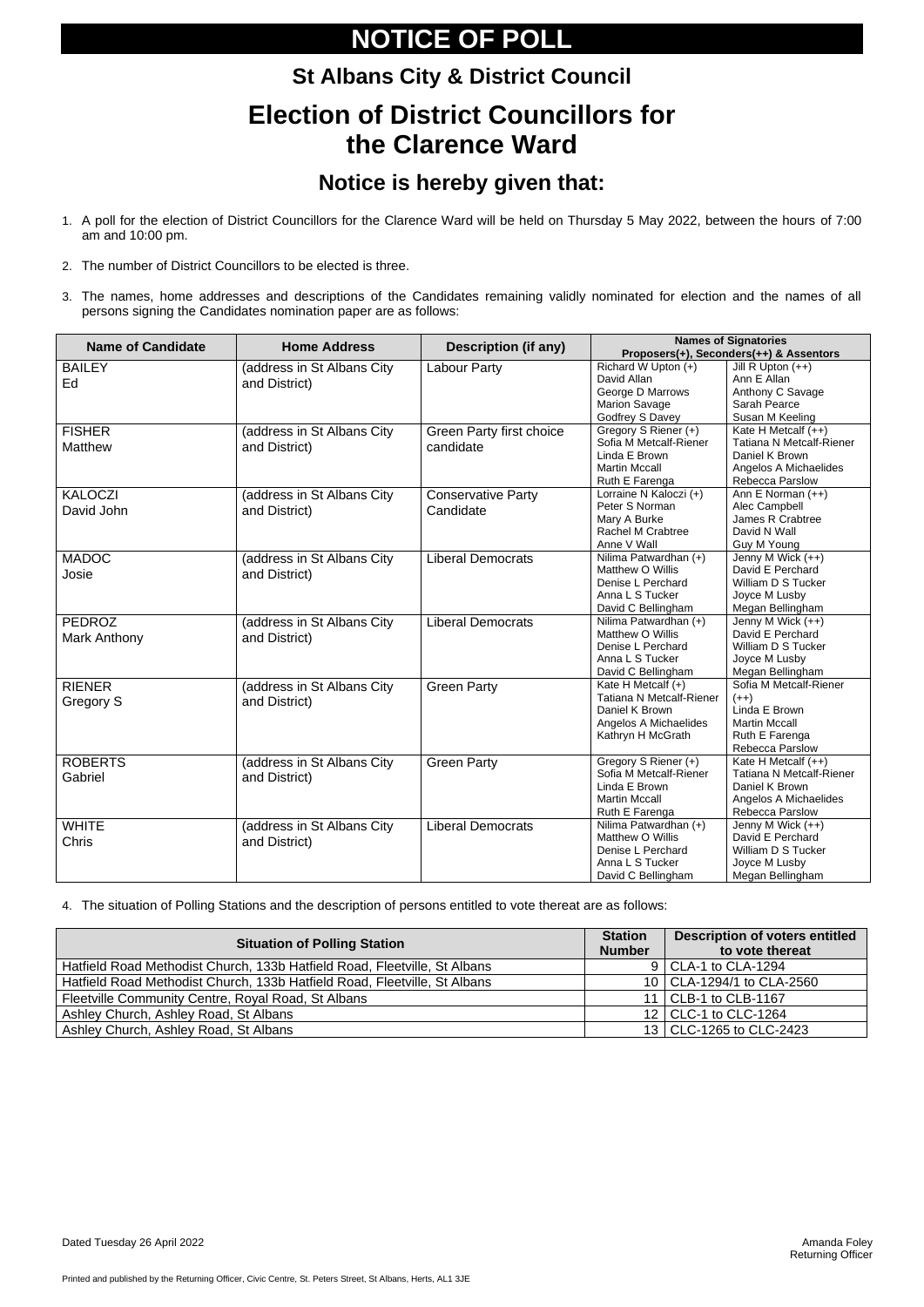# NOTICE OF POLL

## St Albans City & District Council

# Election of District Councillors for the Clarence Ward

## Notice is hereby given that:

1. A poll for the election of District Councillors for the Clarence Ward will be held on Thursday 5 May 2022, between the hours of 7:00 am and 10:00 pm.
2. The number of District Councillors to be elected is three.
3. The names, home addresses and descriptions of the Candidates remaining validly nominated for election and the names of all persons signing the Candidates nomination paper are as follows:

| Name of Candidate | Home Address | Description (if any) | Names of Signatories Proposers(+), Seconders(++) & Assentors | |
|---|---|---|---|---|
| BAILEY Ed | (address in St Albans City and District) | Labour Party | Richard W Upton (+)<br>David Allan<br>George D Marrows<br>Marion Savage<br>Godfrey S Davey | Jill R Upton (++)<br>Ann E Allan<br>Anthony C Savage<br>Sarah Pearce<br>Susan M Keeling |
| FISHER Matthew | (address in St Albans City and District) | Green Party first choice candidate | Gregory S Riener (+)<br>Sofia M Metcalf-Riener<br>Linda E Brown<br>Martin Mccall<br>Ruth E Farenga | Kate H Metcalf (++)<br>Tatiana N Metcalf-Riener<br>Daniel K Brown<br>Angelos A Michaelides<br>Rebecca Parslow |
| KALOCZI David John | (address in St Albans City and District) | Conservative Party Candidate | Lorraine N Kaloczi (+)<br>Peter S Norman<br>Mary A Burke<br>Rachel M Crabtree<br>Anne V Wall | Ann E Norman (++)<br>Alec Campbell<br>James R Crabtree<br>David N Wall<br>Guy M Young |
| MADOC Josie | (address in St Albans City and District) | Liberal Democrats | Nilima Patwardhan (+)<br>Matthew O Willis<br>Denise L Perchard<br>Anna L S Tucker<br>David C Bellingham | Jenny M Wick (++)<br>David E Perchard<br>William D S Tucker<br>Joyce M Lusby<br>Megan Bellingham |
| PEDROZ Mark Anthony | (address in St Albans City and District) | Liberal Democrats | Nilima Patwardhan (+)<br>Matthew O Willis<br>Denise L Perchard<br>Anna L S Tucker<br>David C Bellingham | Jenny M Wick (++)<br>David E Perchard<br>William D S Tucker<br>Joyce M Lusby<br>Megan Bellingham |
| RIENER Gregory S | (address in St Albans City and District) | Green Party | Kate H Metcalf (+)<br>Tatiana N Metcalf-Riener<br>Daniel K Brown<br>Angelos A Michaelides<br>Kathryn H McGrath | Sofia M Metcalf-Riener (++)<br>Linda E Brown<br>Martin Mccall<br>Ruth E Farenga<br>Rebecca Parslow |
| ROBERTS Gabriel | (address in St Albans City and District) | Green Party | Gregory S Riener (+)<br>Sofia M Metcalf-Riener<br>Linda E Brown<br>Martin Mccall<br>Ruth E Farenga | Kate H Metcalf (++)<br>Tatiana N Metcalf-Riener<br>Daniel K Brown<br>Angelos A Michaelides<br>Rebecca Parslow |
| WHITE Chris | (address in St Albans City and District) | Liberal Democrats | Nilima Patwardhan (+)<br>Matthew O Willis<br>Denise L Perchard<br>Anna L S Tucker<br>David C Bellingham | Jenny M Wick (++)<br>David E Perchard<br>William D S Tucker<br>Joyce M Lusby<br>Megan Bellingham |

4. The situation of Polling Stations and the description of persons entitled to vote thereat are as follows:

| Situation of Polling Station | Station Number | Description of voters entitled to vote thereat |
|---|---|---|
| Hatfield Road Methodist Church, 133b Hatfield Road, Fleetville, St Albans | 9 | CLA-1 to CLA-1294 |
| Hatfield Road Methodist Church, 133b Hatfield Road, Fleetville, St Albans | 10 | CLA-1294/1 to CLA-2560 |
| Fleetville Community Centre, Royal Road, St Albans | 11 | CLB-1 to CLB-1167 |
| Ashley Church, Ashley Road, St Albans | 12 | CLC-1 to CLC-1264 |
| Ashley Church, Ashley Road, St Albans | 13 | CLC-1265 to CLC-2423 |

Dated Tuesday 26 April 2022

Amanda Foley
Returning Officer

Printed and published by the Returning Officer, Civic Centre, St. Peters Street, St Albans, Herts, AL1 3JE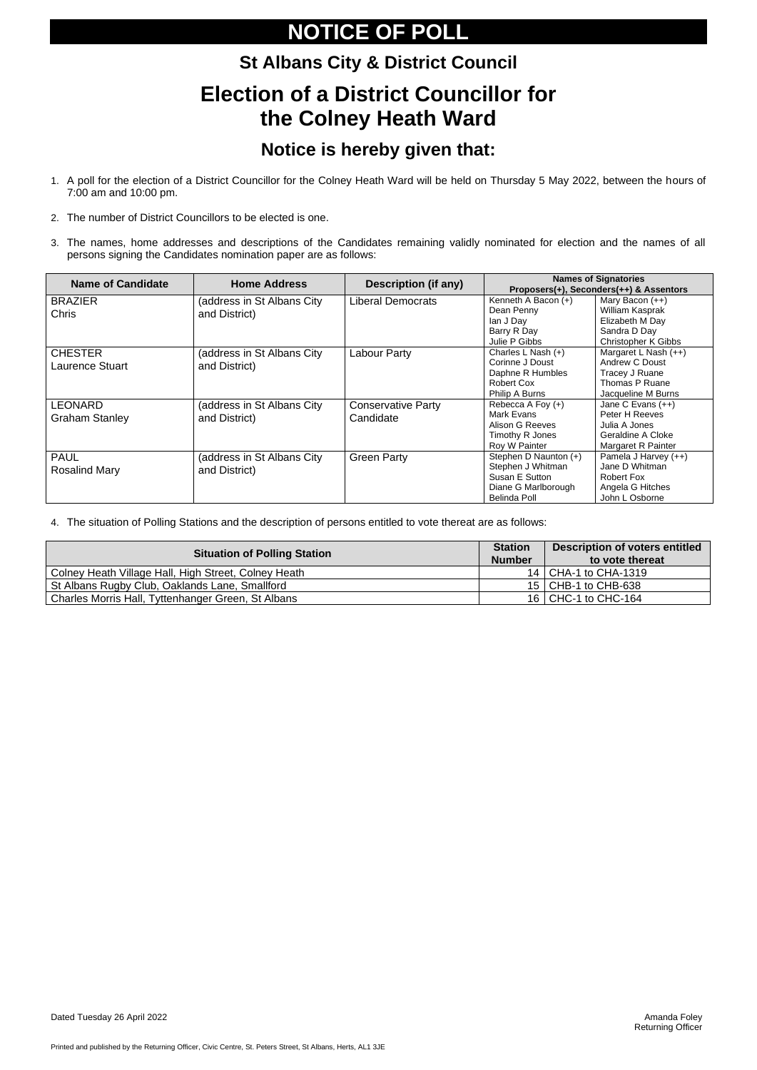# NOTICE OF POLL

## St Albans City & District Council

# Election of a District Councillor for the Colney Heath Ward

## Notice is hereby given that:

1. A poll for the election of a District Councillor for the Colney Heath Ward will be held on Thursday 5 May 2022, between the hours of 7:00 am and 10:00 pm.

2. The number of District Councillors to be elected is one.

3. The names, home addresses and descriptions of the Candidates remaining validly nominated for election and the names of all persons signing the Candidates nomination paper are as follows:

| Name of Candidate | Home Address | Description (if any) | Names of Signatories Proposers(+), Seconders(++) & Assentors | |
|---|---|---|---|---|
| BRAZIER Chris | (address in St Albans City and District) | Liberal Democrats | Kenneth A Bacon (+)<br>Dean Penny<br>Ian J Day<br>Barry R Day<br>Julie P Gibbs | Mary Bacon (++)<br>William Kasprak<br>Elizabeth M Day<br>Sandra D Day<br>Christopher K Gibbs |
| CHESTER Laurence Stuart | (address in St Albans City and District) | Labour Party | Charles L Nash (+)<br>Corinne J Doust<br>Daphne R Humbles<br>Robert Cox<br>Philip A Burns | Margaret L Nash (++)<br>Andrew C Doust<br>Tracey J Ruane<br>Thomas P Ruane<br>Jacqueline M Burns |
| LEONARD Graham Stanley | (address in St Albans City and District) | Conservative Party Candidate | Rebecca A Foy (+)<br>Mark Evans<br>Alison G Reeves<br>Timothy R Jones<br>Roy W Painter | Jane C Evans (++)<br>Peter H Reeves<br>Julia A Jones<br>Geraldine A Cloke<br>Margaret R Painter |
| PAUL Rosalind Mary | (address in St Albans City and District) | Green Party | Stephen D Naunton (+)<br>Stephen J Whitman<br>Susan E Sutton<br>Diane G Marlborough<br>Belinda Poll | Pamela J Harvey (++)<br>Jane D Whitman<br>Robert Fox<br>Angela G Hitches<br>John L Osborne |

4. The situation of Polling Stations and the description of persons entitled to vote thereat are as follows:

| Situation of Polling Station | Station Number | Description of voters entitled to vote thereat |
|---|---|---|
| Colney Heath Village Hall, High Street, Colney Heath | 14 | CHA-1 to CHA-1319 |
| St Albans Rugby Club, Oaklands Lane, Smallford | 15 | CHB-1 to CHB-638 |
| Charles Morris Hall, Tyttenhanger Green, St Albans | 16 | CHC-1 to CHC-164 |

Dated Tuesday 26 April 2022

Amanda Foley
Returning Officer

Printed and published by the Returning Officer, Civic Centre, St. Peters Street, St Albans, Herts, AL1 3JE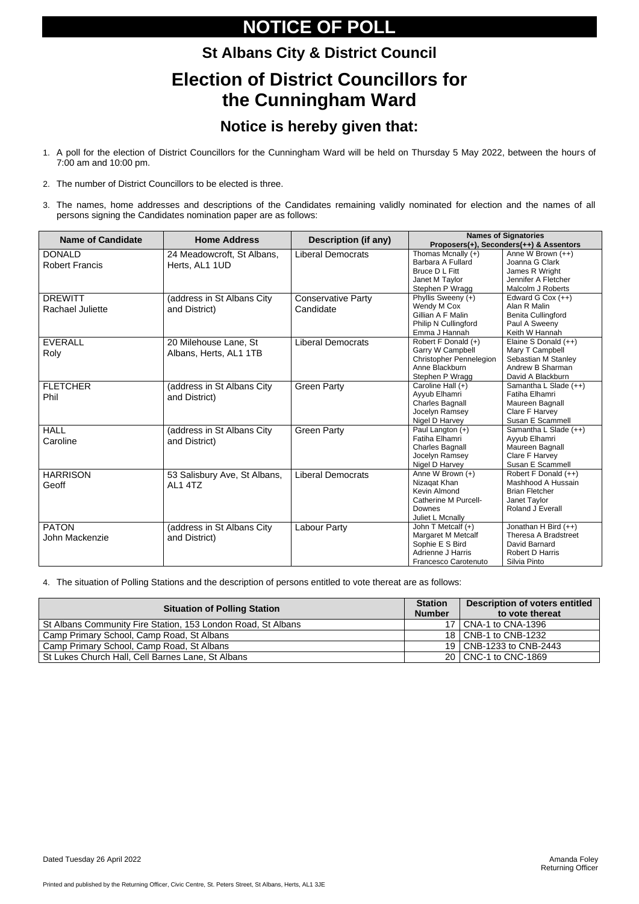# NOTICE OF POLL

## St Albans City & District Council

# Election of District Councillors for the Cunningham Ward

## Notice is hereby given that:

1. A poll for the election of District Councillors for the Cunningham Ward will be held on Thursday 5 May 2022, between the hours of 7:00 am and 10:00 pm.

2. The number of District Councillors to be elected is three.

3. The names, home addresses and descriptions of the Candidates remaining validly nominated for election and the names of all persons signing the Candidates nomination paper are as follows:

| Name of Candidate | Home Address | Description (if any) | Names of Signatories Proposers(+), Seconders(++) & Assentors | |
|---|---|---|---|---|
| DONALD Robert Francis | 24 Meadowcroft, St Albans, Herts, AL1 1UD | Liberal Democrats | Thomas Mcnally (+) | Anne W Brown (++) |
| | | | Barbara A Fullard | Joanna G Clark |
| | | | Bruce D L Fitt | James R Wright |
| | | | Janet M Taylor | Jennifer A Fletcher |
| | | | Stephen P Wragg | Malcolm J Roberts |
| DREWITT Rachael Juliette | (address in St Albans City and District) | Conservative Party Candidate | Phyllis Sweeny (+) | Edward G Cox (++) |
| | | | Wendy M Cox | Alan R Malin |
| | | | Gillian A F Malin | Benita Cullingford |
| | | | Philip N Cullingford | Paul A Sweeny |
| | | | Emma J Hannah | Keith W Hannah |
| EVERALL Roly | 20 Milehouse Lane, St Albans, Herts, AL1 1TB | Liberal Democrats | Robert F Donald (+) | Elaine S Donald (++) |
| | | | Garry W Campbell | Mary T Campbell |
| | | | Christopher Pennelegion | Sebastian M Stanley |
| | | | Anne Blackburn | Andrew B Sharman |
| | | | Stephen P Wragg | David A Blackburn |
| FLETCHER Phil | (address in St Albans City and District) | Green Party | Caroline Hall (+) | Samantha L Slade (++) |
| | | | Ayyub Elhamri | Fatiha Elhamri |
| | | | Charles Bagnall | Maureen Bagnall |
| | | | Jocelyn Ramsey | Clare F Harvey |
| | | | Nigel D Harvey | Susan E Scammell |
| HALL Caroline | (address in St Albans City and District) | Green Party | Paul Langton (+) | Samantha L Slade (++) |
| | | | Fatiha Elhamri | Ayyub Elhamri |
| | | | Charles Bagnall | Maureen Bagnall |
| | | | Jocelyn Ramsey | Clare F Harvey |
| | | | Nigel D Harvey | Susan E Scammell |
| HARRISON Geoff | 53 Salisbury Ave, St Albans, AL1 4TZ | Liberal Democrats | Anne W Brown (+) | Robert F Donald (++) |
| | | | Nizaqat Khan | Mashhood A Hussain |
| | | | Kevin Almond | Brian Fletcher |
| | | | Catherine M Purcell-Downes | Janet Taylor |
| | | | Juliet L Mcnally | Roland J Everall |
| PATON John Mackenzie | (address in St Albans City and District) | Labour Party | John T Metcalf (+) | Jonathan H Bird (++) |
| | | | Margaret M Metcalf | Theresa A Bradstreet |
| | | | Sophie E S Bird | David Barnard |
| | | | Adrienne J Harris | Robert D Harris |
| | | | Francesco Carotenuto | Silvia Pinto |

4. The situation of Polling Stations and the description of persons entitled to vote thereat are as follows:

| Situation of Polling Station | Station Number | Description of voters entitled to vote thereat |
|---|---|---|
| St Albans Community Fire Station, 153 London Road, St Albans | 17 | CNA-1 to CNA-1396 |
| Camp Primary School, Camp Road, St Albans | 18 | CNB-1 to CNB-1232 |
| Camp Primary School, Camp Road, St Albans | 19 | CNB-1233 to CNB-2443 |
| St Lukes Church Hall, Cell Barnes Lane, St Albans | 20 | CNC-1 to CNC-1869 |

Dated Tuesday 26 April 2022

Amanda Foley
Returning Officer

Printed and published by the Returning Officer, Civic Centre, St. Peters Street, St Albans, Herts, AL1 3JE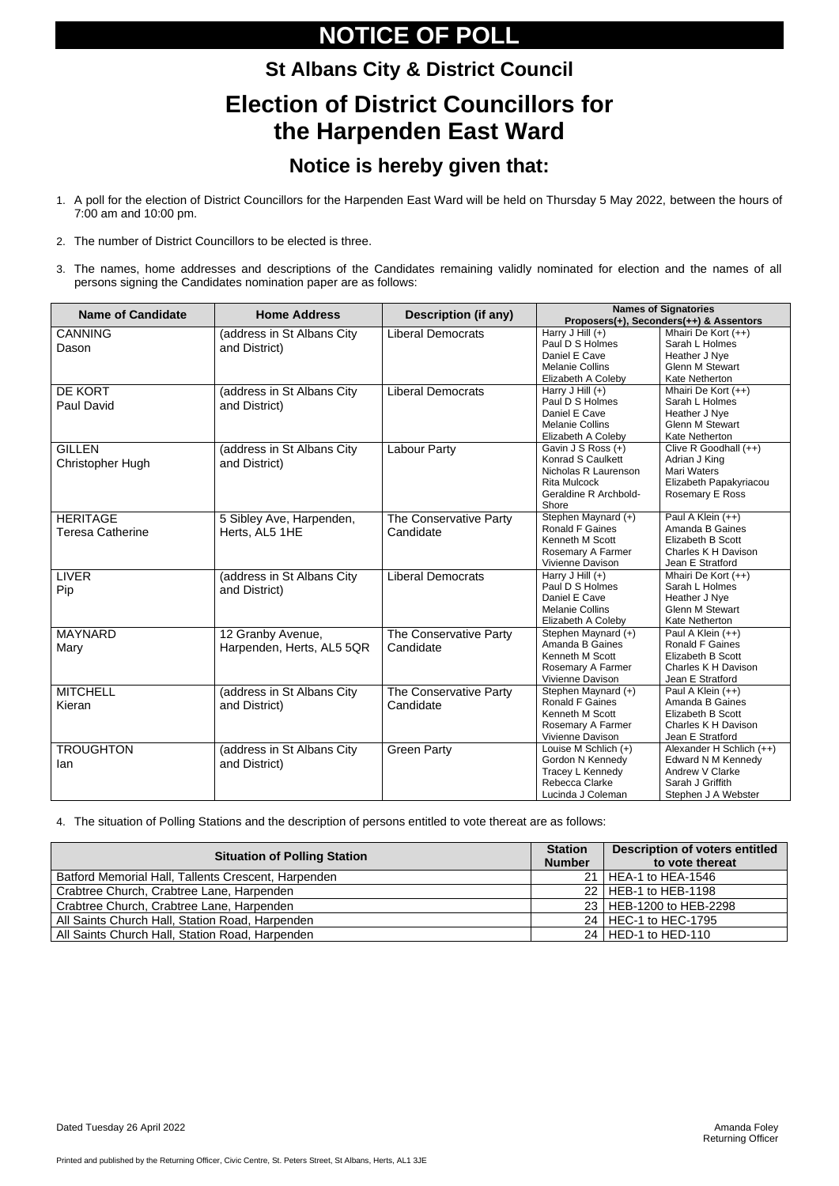# NOTICE OF POLL

## St Albans City & District Council

# Election of District Councillors for the Harpenden East Ward

## Notice is hereby given that:

1. A poll for the election of District Councillors for the Harpenden East Ward will be held on Thursday 5 May 2022, between the hours of 7:00 am and 10:00 pm.
2. The number of District Councillors to be elected is three.
3. The names, home addresses and descriptions of the Candidates remaining validly nominated for election and the names of all persons signing the Candidates nomination paper are as follows:

| Name of Candidate | Home Address | Description (if any) | Names of Signatories Proposers(+), Seconders(++) & Assentors | |
|---|---|---|---|---|
| CANNING Dason | (address in St Albans City and District) | Liberal Democrats | Harry J Hill (+)<br>Paul D S Holmes<br>Daniel E Cave<br>Melanie Collins<br>Elizabeth A Coleby | Mhairi De Kort (++)<br>Sarah L Holmes<br>Heather J Nye<br>Glenn M Stewart<br>Kate Netherton |
| DE KORT Paul David | (address in St Albans City and District) | Liberal Democrats | Harry J Hill (+)<br>Paul D S Holmes<br>Daniel E Cave<br>Melanie Collins<br>Elizabeth A Coleby | Mhairi De Kort (++)<br>Sarah L Holmes<br>Heather J Nye<br>Glenn M Stewart<br>Kate Netherton |
| GILLEN Christopher Hugh | (address in St Albans City and District) | Labour Party | Gavin J S Ross (+)<br>Konrad S Caulkett<br>Nicholas R Laurenson<br>Rita Mulcock<br>Geraldine R Archbold-Shore | Clive R Goodhall (++)<br>Adrian J King<br>Mari Waters<br>Elizabeth Papakyriacou<br>Rosemary E Ross |
| HERITAGE Teresa Catherine | 5 Sibley Ave, Harpenden, Herts, AL5 1HE | The Conservative Party Candidate | Stephen Maynard (+)<br>Ronald F Gaines<br>Kenneth M Scott<br>Rosemary A Farmer<br>Vivienne Davison | Paul A Klein (++)<br>Amanda B Gaines<br>Elizabeth B Scott<br>Charles K H Davison<br>Jean E Stratford |
| LIVER Pip | (address in St Albans City and District) | Liberal Democrats | Harry J Hill (+)<br>Paul D S Holmes<br>Daniel E Cave<br>Melanie Collins<br>Elizabeth A Coleby | Mhairi De Kort (++)<br>Sarah L Holmes<br>Heather J Nye<br>Glenn M Stewart<br>Kate Netherton |
| MAYNARD Mary | 12 Granby Avenue, Harpenden, Herts, AL5 5QR | The Conservative Party Candidate | Stephen Maynard (+)<br>Amanda B Gaines<br>Kenneth M Scott<br>Rosemary A Farmer<br>Vivienne Davison | Paul A Klein (++)<br>Ronald F Gaines<br>Elizabeth B Scott<br>Charles K H Davison<br>Jean E Stratford |
| MITCHELL Kieran | (address in St Albans City and District) | The Conservative Party Candidate | Stephen Maynard (+)<br>Ronald F Gaines<br>Kenneth M Scott<br>Rosemary A Farmer<br>Vivienne Davison | Paul A Klein (++)<br>Amanda B Gaines<br>Elizabeth B Scott<br>Charles K H Davison<br>Jean E Stratford |
| TROUGHTON Ian | (address in St Albans City and District) | Green Party | Louise M Schlich (+)<br>Gordon N Kennedy<br>Tracey L Kennedy<br>Rebecca Clarke<br>Lucinda J Coleman | Alexander H Schlich (++)<br>Edward N M Kennedy<br>Andrew V Clarke<br>Sarah J Griffith<br>Stephen J A Webster |

4. The situation of Polling Stations and the description of persons entitled to vote thereat are as follows:

| Situation of Polling Station | Station Number | Description of voters entitled to vote thereat |
|---|---|---|
| Batford Memorial Hall, Tallents Crescent, Harpenden | 21 | HEA-1 to HEA-1546 |
| Crabtree Church, Crabtree Lane, Harpenden | 22 | HEB-1 to HEB-1198 |
| Crabtree Church, Crabtree Lane, Harpenden | 23 | HEB-1200 to HEB-2298 |
| All Saints Church Hall, Station Road, Harpenden | 24 | HEC-1 to HEC-1795 |
| All Saints Church Hall, Station Road, Harpenden | 24 | HED-1 to HED-110 |

Dated Tuesday 26 April 2022

Amanda Foley
Returning Officer

Printed and published by the Returning Officer, Civic Centre, St. Peters Street, St Albans, Herts, AL1 3JE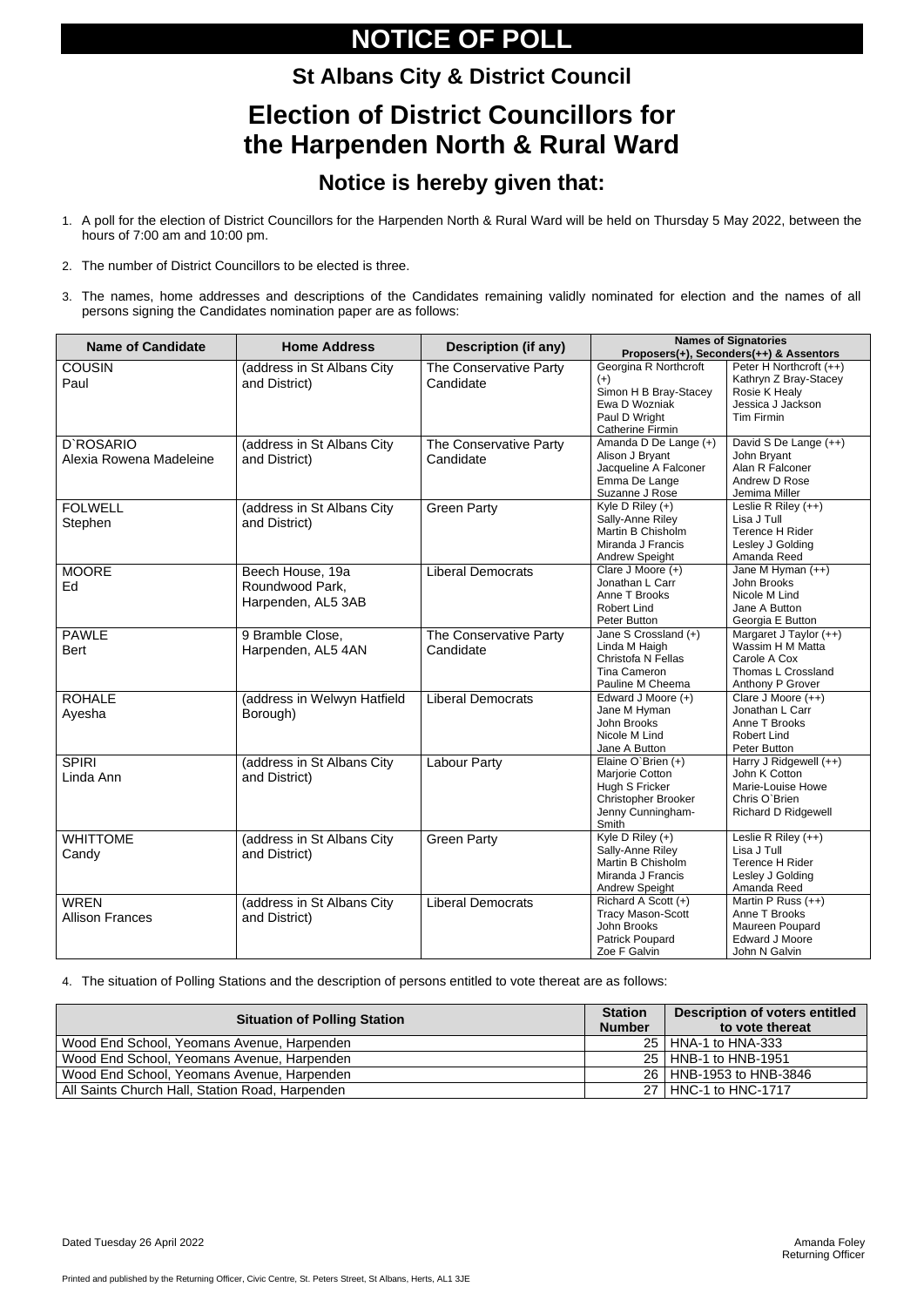# NOTICE OF POLL

## St Albans City & District Council

# Election of District Councillors for the Harpenden North & Rural Ward

## Notice is hereby given that:

1. A poll for the election of District Councillors for the Harpenden North & Rural Ward will be held on Thursday 5 May 2022, between the hours of 7:00 am and 10:00 pm.

2. The number of District Councillors to be elected is three.

3. The names, home addresses and descriptions of the Candidates remaining validly nominated for election and the names of all persons signing the Candidates nomination paper are as follows:

| Name of Candidate | Home Address | Description (if any) | Names of Signatories Proposers(+), Seconders(++) & Assentors | |
|---|---|---|---|---|
| COUSIN Paul | (address in St Albans City and District) | The Conservative Party Candidate | Georgina R Northcroft (+)<br>Simon H B Bray-Stacey<br>Ewa D Wozniak<br>Paul D Wright<br>Catherine Firmin | Peter H Northcroft (++)<br>Kathryn Z Bray-Stacey<br>Rosie K Healy<br>Jessica J Jackson<br>Tim Firmin |
| D`ROSARIO Alexia Rowena Madeleine | (address in St Albans City and District) | The Conservative Party Candidate | Amanda D De Lange (+)<br>Alison J Bryant<br>Jacqueline A Falconer<br>Emma De Lange<br>Suzanne J Rose | David S De Lange (++)<br>John Bryant<br>Alan R Falconer<br>Andrew D Rose<br>Jemima Miller |
| FOLWELL Stephen | (address in St Albans City and District) | Green Party | Kyle D Riley (+)<br>Sally-Anne Riley<br>Martin B Chisholm<br>Miranda J Francis<br>Andrew Speight | Leslie R Riley (++)<br>Lisa J Tull<br>Terence H Rider<br>Lesley J Golding<br>Amanda Reed |
| MOORE Ed | Beech House, 19a Roundwood Park, Harpenden, AL5 3AB | Liberal Democrats | Clare J Moore (+)<br>Jonathan L Carr<br>Anne T Brooks<br>Robert Lind<br>Peter Button | Jane M Hyman (++)<br>John Brooks<br>Nicole M Lind<br>Jane A Button<br>Georgia E Button |
| PAWLE Bert | 9 Bramble Close, Harpenden, AL5 4AN | The Conservative Party Candidate | Jane S Crossland (+)<br>Linda M Haigh<br>Christofa N Fellas<br>Tina Cameron<br>Pauline M Cheema | Margaret J Taylor (++)<br>Wassim H M Matta<br>Carole A Cox<br>Thomas L Crossland<br>Anthony P Grover |
| ROHALE Ayesha | (address in Welwyn Hatfield Borough) | Liberal Democrats | Edward J Moore (+)<br>Jane M Hyman<br>John Brooks<br>Nicole M Lind<br>Jane A Button | Clare J Moore (++)<br>Jonathan L Carr<br>Anne T Brooks<br>Robert Lind<br>Peter Button |
| SPIRI Linda Ann | (address in St Albans City and District) | Labour Party | Elaine O`Brien (+)<br>Marjorie Cotton<br>Hugh S Fricker<br>Christopher Brooker<br>Jenny Cunningham-Smith | Harry J Ridgewell (++)<br>John K Cotton<br>Marie-Louise Howe<br>Chris O`Brien<br>Richard D Ridgewell |
| WHITTOME Candy | (address in St Albans City and District) | Green Party | Kyle D Riley (+)<br>Sally-Anne Riley<br>Martin B Chisholm<br>Miranda J Francis<br>Andrew Speight | Leslie R Riley (++)<br>Lisa J Tull<br>Terence H Rider<br>Lesley J Golding<br>Amanda Reed |
| WREN Allison Frances | (address in St Albans City and District) | Liberal Democrats | Richard A Scott (+)<br>Tracy Mason-Scott<br>John Brooks<br>Patrick Poupard<br>Zoe F Galvin | Martin P Russ (++)<br>Anne T Brooks<br>Maureen Poupard<br>Edward J Moore<br>John N Galvin |

4. The situation of Polling Stations and the description of persons entitled to vote thereat are as follows:

| Situation of Polling Station | Station Number | Description of voters entitled to vote thereat |
|---|---|---|
| Wood End School, Yeomans Avenue, Harpenden | 25 | HNA-1 to HNA-333 |
| Wood End School, Yeomans Avenue, Harpenden | 25 | HNB-1 to HNB-1951 |
| Wood End School, Yeomans Avenue, Harpenden | 26 | HNB-1953 to HNB-3846 |
| All Saints Church Hall, Station Road, Harpenden | 27 | HNC-1 to HNC-1717 |

Dated Tuesday 26 April 2022

Amanda Foley
Returning Officer

Printed and published by the Returning Officer, Civic Centre, St. Peters Street, St Albans, Herts, AL1 3JE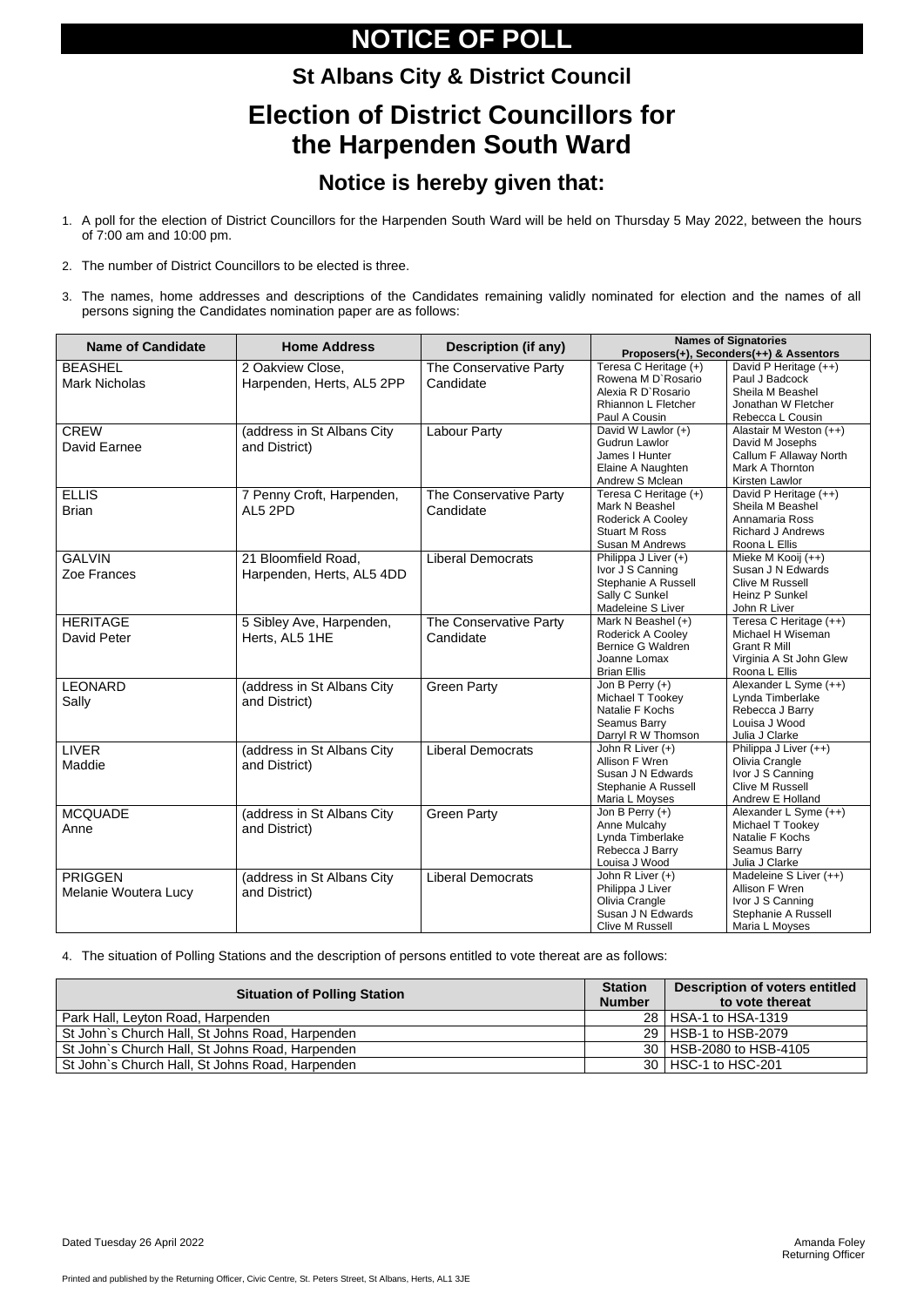# NOTICE OF POLL

## St Albans City & District Council

# Election of District Councillors for the Harpenden South Ward

## Notice is hereby given that:

1. A poll for the election of District Councillors for the Harpenden South Ward will be held on Thursday 5 May 2022, between the hours of 7:00 am and 10:00 pm.

2. The number of District Councillors to be elected is three.

3. The names, home addresses and descriptions of the Candidates remaining validly nominated for election and the names of all persons signing the Candidates nomination paper are as follows:

| Name of Candidate | Home Address | Description (if any) | Names of Signatories Proposers(+), Seconders(++) & Assentors | |
|---|---|---|---|---|
| BEASHEL Mark Nicholas | 2 Oakview Close, Harpenden, Herts, AL5 2PP | The Conservative Party Candidate | Teresa C Heritage (+)<br>Rowena M D`Rosario<br>Alexia R D`Rosario<br>Rhiannon L Fletcher<br>Paul A Cousin | David P Heritage (++)<br>Paul J Badcock<br>Sheila M Beashel<br>Jonathan W Fletcher<br>Rebecca L Cousin |
| CREW David Earnee | (address in St Albans City and District) | Labour Party | David W Lawlor (+)<br>Gudrun Lawlor<br>James I Hunter<br>Elaine A Naughten<br>Andrew S Mclean | Alastair M Weston (++)<br>David M Josephs<br>Callum F Allaway North<br>Mark A Thornton<br>Kirsten Lawlor |
| ELLIS Brian | 7 Penny Croft, Harpenden, AL5 2PD | The Conservative Party Candidate | Teresa C Heritage (+)<br>Mark N Beashel<br>Roderick A Cooley<br>Stuart M Ross<br>Susan M Andrews | David P Heritage (++)<br>Sheila M Beashel<br>Annamaria Ross<br>Richard J Andrews<br>Roona L Ellis |
| GALVIN Zoe Frances | 21 Bloomfield Road, Harpenden, Herts, AL5 4DD | Liberal Democrats | Philippa J Liver (+)<br>Ivor J S Canning<br>Stephanie A Russell<br>Sally C Sunkel<br>Madeleine S Liver | Mieke M Kooij (++)<br>Susan J N Edwards<br>Clive M Russell<br>Heinz P Sunkel<br>John R Liver |
| HERITAGE David Peter | 5 Sibley Ave, Harpenden, Herts, AL5 1HE | The Conservative Party Candidate | Mark N Beashel (+)<br>Roderick A Cooley<br>Bernice G Waldren<br>Joanne Lomax<br>Brian Ellis | Teresa C Heritage (++)<br>Michael H Wiseman<br>Grant R Mill<br>Virginia A St John Glew<br>Roona L Ellis |
| LEONARD Sally | (address in St Albans City and District) | Green Party | Jon B Perry (+)<br>Michael T Tookey<br>Natalie F Kochs<br>Seamus Barry<br>Darryl R W Thomson | Alexander L Syme (++)<br>Lynda Timberlake<br>Rebecca J Barry<br>Louisa J Wood<br>Julia J Clarke |
| LIVER Maddie | (address in St Albans City and District) | Liberal Democrats | John R Liver (+)<br>Allison F Wren<br>Susan J N Edwards<br>Stephanie A Russell<br>Maria L Moyses | Philippa J Liver (++)<br>Olivia Crangle<br>Ivor J S Canning<br>Clive M Russell<br>Andrew E Holland |
| MCQUADE Anne | (address in St Albans City and District) | Green Party | Jon B Perry (+)<br>Anne Mulcahy<br>Lynda Timberlake<br>Rebecca J Barry<br>Louisa J Wood | Alexander L Syme (++)<br>Michael T Tookey<br>Natalie F Kochs<br>Seamus Barry<br>Julia J Clarke |
| PRIGGEN Melanie Woutera Lucy | (address in St Albans City and District) | Liberal Democrats | John R Liver (+)<br>Philippa J Liver<br>Olivia Crangle<br>Susan J N Edwards<br>Clive M Russell | Madeleine S Liver (++)<br>Allison F Wren<br>Ivor J S Canning<br>Stephanie A Russell<br>Maria L Moyses |

4. The situation of Polling Stations and the description of persons entitled to vote thereat are as follows:

| Situation of Polling Station | Station Number | Description of voters entitled to vote thereat |
|---|---|---|
| Park Hall, Leyton Road, Harpenden | 28 | HSA-1 to HSA-1319 |
| St John`s Church Hall, St Johns Road, Harpenden | 29 | HSB-1 to HSB-2079 |
| St John`s Church Hall, St Johns Road, Harpenden | 30 | HSB-2080 to HSB-4105 |
| St John`s Church Hall, St Johns Road, Harpenden | 30 | HSC-1 to HSC-201 |

Dated Tuesday 26 April 2022

Amanda Foley
Returning Officer

Printed and published by the Returning Officer, Civic Centre, St. Peters Street, St Albans, Herts, AL1 3JE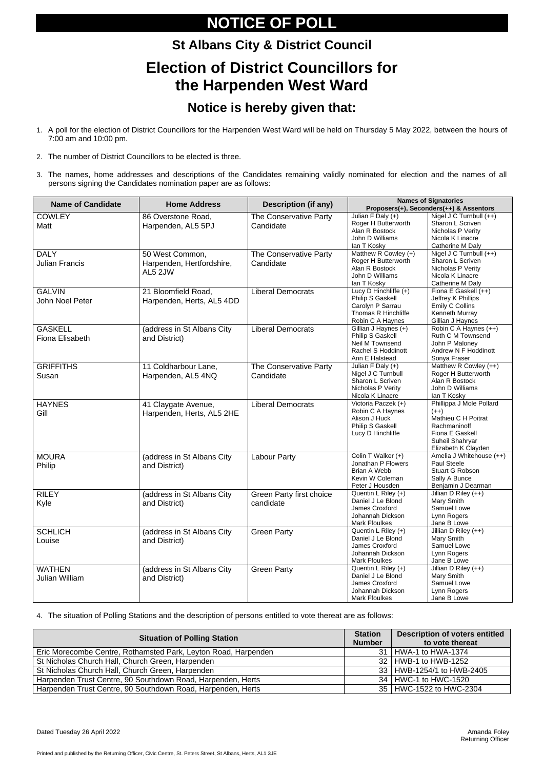# NOTICE OF POLL

## St Albans City & District Council

# Election of District Councillors for the Harpenden West Ward

## Notice is hereby given that:

1. A poll for the election of District Councillors for the Harpenden West Ward will be held on Thursday 5 May 2022, between the hours of 7:00 am and 10:00 pm.

2. The number of District Councillors to be elected is three.

3. The names, home addresses and descriptions of the Candidates remaining validly nominated for election and the names of all persons signing the Candidates nomination paper are as follows:

| Name of Candidate | Home Address | Description (if any) | Names of Signatories Proposers(+), Seconders(++) & Assentors | |
|---|---|---|---|---|
| COWLEY Matt | 86 Overstone Road, Harpenden, AL5 5PJ | The Conservative Party Candidate | Julian F Daly (+)<br>Roger H Butterworth<br>Alan R Bostock<br>John D Williams<br>Ian T Kosky | Nigel J C Turnbull (++)<br>Sharon L Scriven<br>Nicholas P Verity<br>Nicola K Linacre<br>Catherine M Daly |
| DALY Julian Francis | 50 West Common, Harpenden, Hertfordshire, AL5 2JW | The Conservative Party Candidate | Matthew R Cowley (+)<br>Roger H Butterworth<br>Alan R Bostock<br>John D Williams<br>Ian T Kosky | Nigel J C Turnbull (++)<br>Sharon L Scriven<br>Nicholas P Verity<br>Nicola K Linacre<br>Catherine M Daly |
| GALVIN John Noel Peter | 21 Bloomfield Road, Harpenden, Herts, AL5 4DD | Liberal Democrats | Lucy D Hinchliffe (+)<br>Philip S Gaskell<br>Carolyn P Sarrau<br>Thomas R Hinchliffe<br>Robin C A Haynes | Fiona E Gaskell (++)<br>Jeffrey K Phillips<br>Emily C Collins<br>Kenneth Murray<br>Gillian J Haynes |
| GASKELL Fiona Elisabeth | (address in St Albans City and District) | Liberal Democrats | Gillian J Haynes (+)<br>Philip S Gaskell<br>Neil M Townsend<br>Rachel S Hoddinott<br>Ann E Halstead | Robin C A Haynes (++)<br>Ruth C M Townsend<br>John P Maloney<br>Andrew N F Hoddinott<br>Sonya Fraser |
| GRIFFITHS Susan | 11 Coldharbour Lane, Harpenden, AL5 4NQ | The Conservative Party Candidate | Julian F Daly (+)<br>Nigel J C Turnbull<br>Sharon L Scriven<br>Nicholas P Verity<br>Nicola K Linacre | Matthew R Cowley (++)<br>Roger H Butterworth<br>Alan R Bostock<br>John D Williams<br>Ian T Kosky |
| HAYNES Gill | 41 Claygate Avenue, Harpenden, Herts, AL5 2HE | Liberal Democrats | Victoria Paczek (+)<br>Robin C A Haynes<br>Alison J Huck<br>Philip S Gaskell<br>Lucy D Hinchliffe | Phillippa J Mole Pollard (++)<br>Mathieu C H Poitrat Rachmaninoff<br>Fiona E Gaskell<br>Suheil Shahryar<br>Elizabeth K Clayden |
| MOURA Philip | (address in St Albans City and District) | Labour Party | Colin T Walker (+)<br>Jonathan P Flowers<br>Brian A Webb<br>Kevin W Coleman<br>Peter J Housden | Amelia J Whitehouse (++)<br>Paul Steele<br>Stuart G Robson<br>Sally A Bunce<br>Benjamin J Dearman |
| RILEY Kyle | (address in St Albans City and District) | Green Party first choice candidate | Quentin L Riley (+)<br>Daniel J Le Blond<br>James Croxford<br>Johannah Dickson<br>Mark Ffoulkes | Jillian D Riley (++)<br>Mary Smith<br>Samuel Lowe<br>Lynn Rogers<br>Jane B Lowe |
| SCHLICH Louise | (address in St Albans City and District) | Green Party | Quentin L Riley (+)<br>Daniel J Le Blond<br>James Croxford<br>Johannah Dickson<br>Mark Ffoulkes | Jillian D Riley (++)<br>Mary Smith<br>Samuel Lowe<br>Lynn Rogers<br>Jane B Lowe |
| WATHEN Julian William | (address in St Albans City and District) | Green Party | Quentin L Riley (+)<br>Daniel J Le Blond<br>James Croxford<br>Johannah Dickson<br>Mark Ffoulkes | Jillian D Riley (++)<br>Mary Smith<br>Samuel Lowe<br>Lynn Rogers<br>Jane B Lowe |

4. The situation of Polling Stations and the description of persons entitled to vote thereat are as follows:

| Situation of Polling Station | Station Number | Description of voters entitled to vote thereat |
|---|---|---|
| Eric Morecombe Centre, Rothamsted Park, Leyton Road, Harpenden | 31 | HWA-1 to HWA-1374 |
| St Nicholas Church Hall, Church Green, Harpenden | 32 | HWB-1 to HWB-1252 |
| St Nicholas Church Hall, Church Green, Harpenden | 33 | HWB-1254/1 to HWB-2405 |
| Harpenden Trust Centre, 90 Southdown Road, Harpenden, Herts | 34 | HWC-1 to HWC-1520 |
| Harpenden Trust Centre, 90 Southdown Road, Harpenden, Herts | 35 | HWC-1522 to HWC-2304 |

Dated Tuesday 26 April 2022

Amanda Foley
Returning Officer

Printed and published by the Returning Officer, Civic Centre, St. Peters Street, St Albans, Herts, AL1 3JE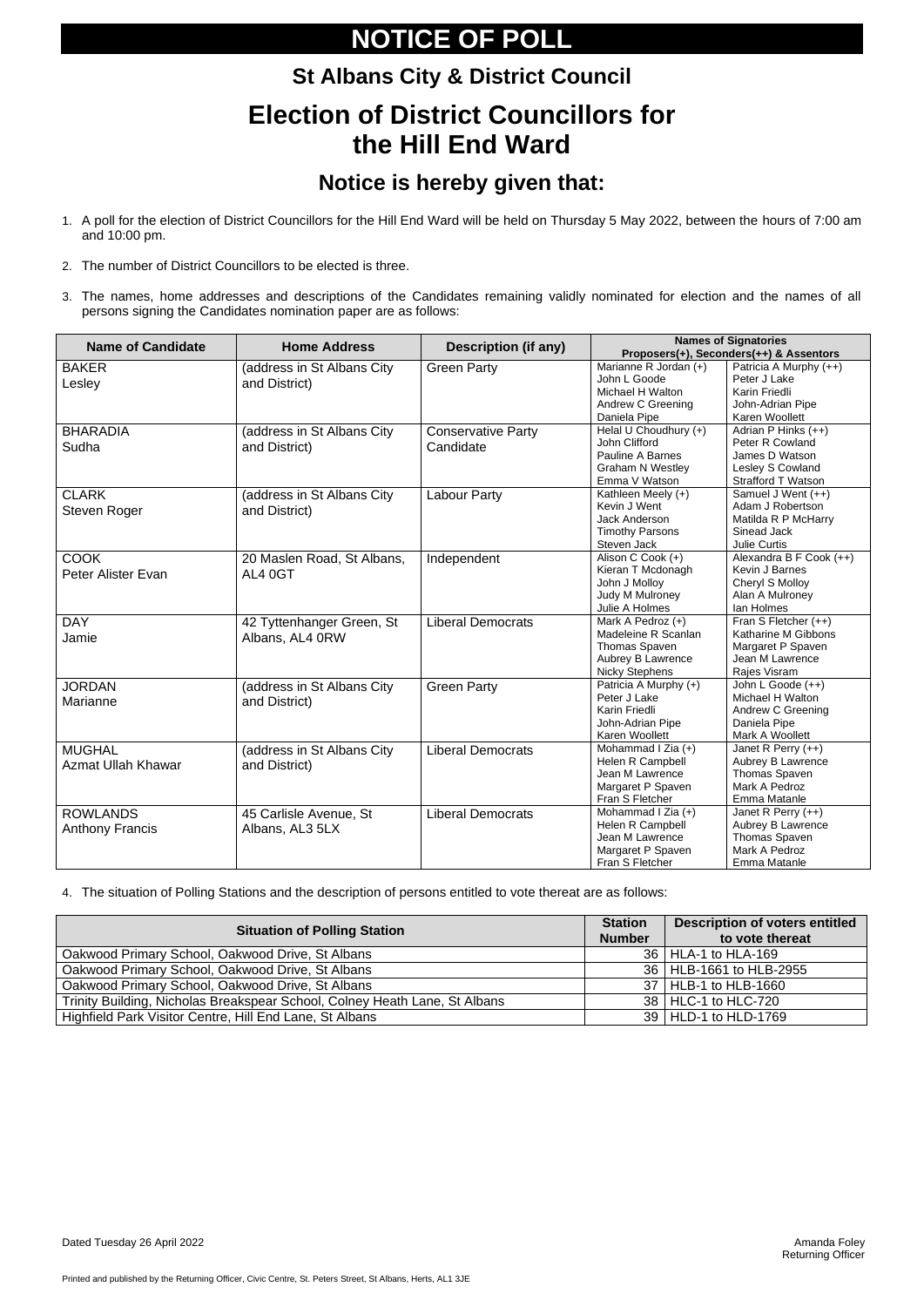# NOTICE OF POLL

## St Albans City & District Council

# Election of District Councillors for the Hill End Ward

## Notice is hereby given that:

1. A poll for the election of District Councillors for the Hill End Ward will be held on Thursday 5 May 2022, between the hours of 7:00 am and 10:00 pm.

2. The number of District Councillors to be elected is three.

3. The names, home addresses and descriptions of the Candidates remaining validly nominated for election and the names of all persons signing the Candidates nomination paper are as follows:

| Name of Candidate | Home Address | Description (if any) | Names of Signatories Proposers(+), Seconders(++) & Assentors | |
|---|---|---|---|---|
| BAKER Lesley | (address in St Albans City and District) | Green Party | Marianne R Jordan (+) John L Goode Michael H Walton Andrew C Greening Daniela Pipe | Patricia A Murphy (++) Peter J Lake Karin Friedli John-Adrian Pipe Karen Woollett |
| BHARADIA Sudha | (address in St Albans City and District) | Conservative Party Candidate | Helal U Choudhury (+) John Clifford Pauline A Barnes Graham N Westley Emma V Watson | Adrian P Hinks (++) Peter R Cowland James D Watson Lesley S Cowland Strafford T Watson |
| CLARK Steven Roger | (address in St Albans City and District) | Labour Party | Kathleen Meely (+) Kevin J Went Jack Anderson Timothy Parsons Steven Jack | Samuel J Went (++) Adam J Robertson Matilda R P McHarry Sinead Jack Julie Curtis |
| COOK Peter Alister Evan | 20 Maslen Road, St Albans, AL4 0GT | Independent | Alison C Cook (+) Kieran T Mcdonagh John J Molloy Judy M Mulroney Julie A Holmes | Alexandra B F Cook (++) Kevin J Barnes Cheryl S Molloy Alan A Mulroney Ian Holmes |
| DAY Jamie | 42 Tyttenhanger Green, St Albans, AL4 0RW | Liberal Democrats | Mark A Pedroz (+) Madeleine R Scanlan Thomas Spaven Aubrey B Lawrence Nicky Stephens | Fran S Fletcher (++) Katharine M Gibbons Margaret P Spaven Jean M Lawrence Rajes Visram |
| JORDAN Marianne | (address in St Albans City and District) | Green Party | Patricia A Murphy (+) Peter J Lake Karin Friedli John-Adrian Pipe Karen Woollett | John L Goode (++) Michael H Walton Andrew C Greening Daniela Pipe Mark A Woollett |
| MUGHAL Azmat Ullah Khawar | (address in St Albans City and District) | Liberal Democrats | Mohammad I Zia (+) Helen R Campbell Jean M Lawrence Margaret P Spaven Fran S Fletcher | Janet R Perry (++) Aubrey B Lawrence Thomas Spaven Mark A Pedroz Emma Matanle |
| ROWLANDS Anthony Francis | 45 Carlisle Avenue, St Albans, AL3 5LX | Liberal Democrats | Mohammad I Zia (+) Helen R Campbell Jean M Lawrence Margaret P Spaven Fran S Fletcher | Janet R Perry (++) Aubrey B Lawrence Thomas Spaven Mark A Pedroz Emma Matanle |

4. The situation of Polling Stations and the description of persons entitled to vote thereat are as follows:

| Situation of Polling Station | Station Number | Description of voters entitled to vote thereat |
|---|---|---|
| Oakwood Primary School, Oakwood Drive, St Albans | 36 | HLA-1 to HLA-169 |
| Oakwood Primary School, Oakwood Drive, St Albans | 36 | HLB-1661 to HLB-2955 |
| Oakwood Primary School, Oakwood Drive, St Albans | 37 | HLB-1 to HLB-1660 |
| Trinity Building, Nicholas Breakspear School, Colney Heath Lane, St Albans | 38 | HLC-1 to HLC-720 |
| Highfield Park Visitor Centre, Hill End Lane, St Albans | 39 | HLD-1 to HLD-1769 |

Dated Tuesday 26 April 2022

Amanda Foley
Returning Officer

Printed and published by the Returning Officer, Civic Centre, St. Peters Street, St Albans, Herts, AL1 3JE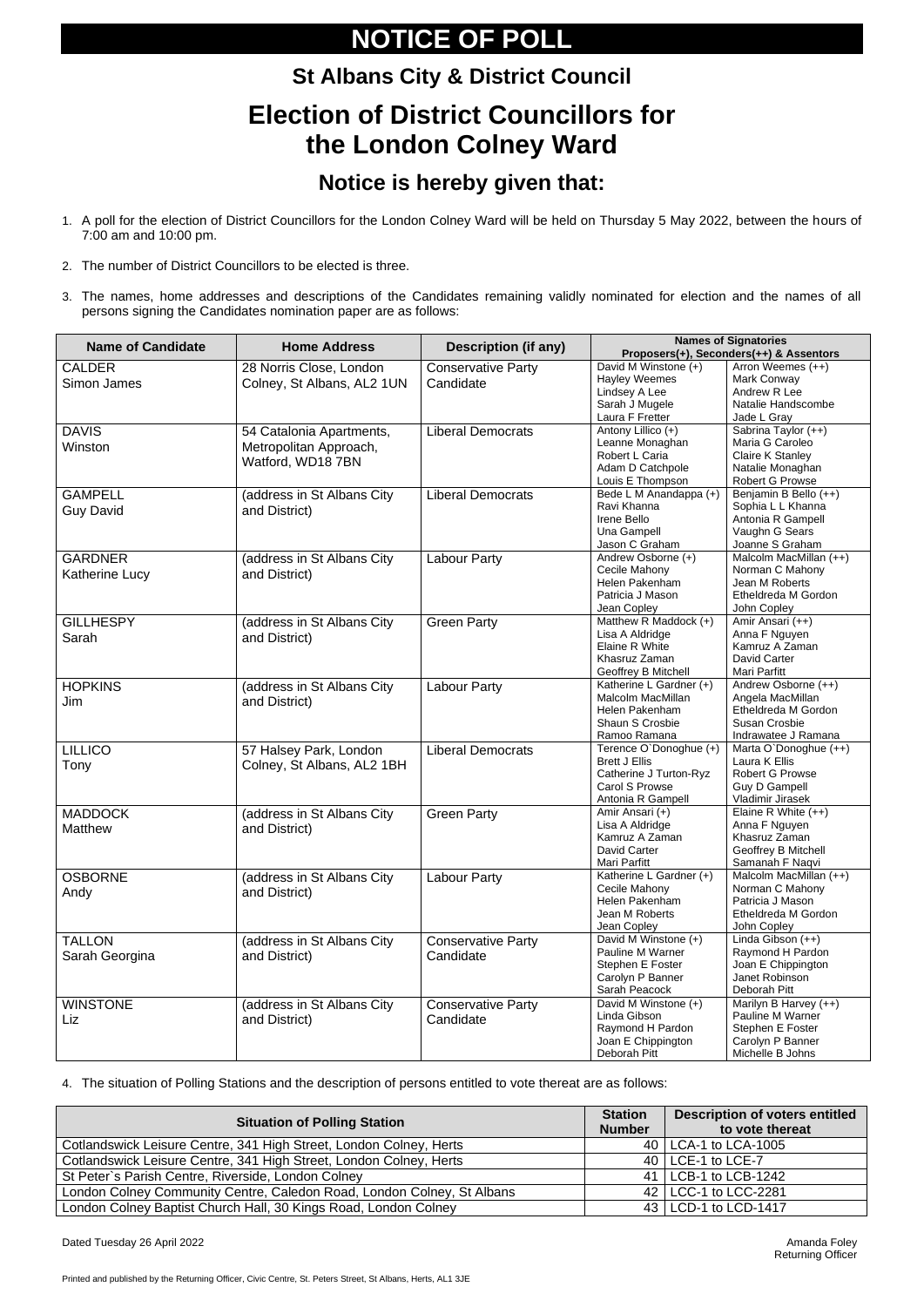# NOTICE OF POLL

## St Albans City & District Council

# Election of District Councillors for the London Colney Ward

## Notice is hereby given that:

1. A poll for the election of District Councillors for the London Colney Ward will be held on Thursday 5 May 2022, between the hours of 7:00 am and 10:00 pm.

2. The number of District Councillors to be elected is three.

3. The names, home addresses and descriptions of the Candidates remaining validly nominated for election and the names of all persons signing the Candidates nomination paper are as follows:

| Name of Candidate | Home Address | Description (if any) | Names of Signatories Proposers(+), Seconders(++) & Assentors | |
|---|---|---|---|---|
| CALDER<br>Simon James | 28 Norris Close, London Colney, St Albans, AL2 1UN | Conservative Party Candidate | David M Winstone (+)<br>Hayley Weemes<br>Lindsey A Lee<br>Sarah J Mugele<br>Laura F Fretter | Arron Weemes (++)<br>Mark Conway<br>Andrew R Lee<br>Natalie Handscombe<br>Jade L Gray |
| DAVIS<br>Winston | 54 Catalonia Apartments, Metropolitan Approach, Watford, WD18 7BN | Liberal Democrats | Antony Lillico (+)<br>Leanne Monaghan<br>Robert L Caria<br>Adam D Catchpole<br>Louis E Thompson | Sabrina Taylor (++)<br>Maria G Caroleo<br>Claire K Stanley<br>Natalie Monaghan<br>Robert G Prowse |
| GAMPELL<br>Guy David | (address in St Albans City and District) | Liberal Democrats | Bede L M Anandappa (+)<br>Ravi Khanna<br>Irene Bello<br>Una Gampell<br>Jason C Graham | Benjamin B Bello (++)<br>Sophia L L Khanna<br>Antonia R Gampell<br>Vaughn G Sears<br>Joanne S Graham |
| GARDNER<br>Katherine Lucy | (address in St Albans City and District) | Labour Party | Andrew Osborne (+)<br>Cecile Mahony<br>Helen Pakenham<br>Patricia J Mason<br>Jean Copley | Malcolm MacMillan (++)<br>Norman C Mahony<br>Jean M Roberts<br>Etheldreda M Gordon<br>John Copley |
| GILLHESPY<br>Sarah | (address in St Albans City and District) | Green Party | Matthew R Maddock (+)<br>Lisa A Aldridge<br>Elaine R White<br>Khasruz Zaman<br>Geoffrey B Mitchell | Amir Ansari (++)<br>Anna F Nguyen<br>Kamruz A Zaman<br>David Carter<br>Mari Parfitt |
| HOPKINS<br>Jim | (address in St Albans City and District) | Labour Party | Katherine L Gardner (+)<br>Malcolm MacMillan<br>Helen Pakenham<br>Shaun S Crosbie<br>Ramoo Ramana | Andrew Osborne (++)<br>Angela MacMillan<br>Etheldreda M Gordon<br>Susan Crosbie<br>Indrawatee J Ramana |
| LILLICO<br>Tony | 57 Halsey Park, London Colney, St Albans, AL2 1BH | Liberal Democrats | Terence O`Donoghue (+)<br>Brett J Ellis<br>Catherine J Turton-Ryz<br>Carol S Prowse<br>Antonia R Gampell | Marta O`Donoghue (++)<br>Laura K Ellis<br>Robert G Prowse<br>Guy D Gampell<br>Vladimir Jirasek |
| MADDOCK<br>Matthew | (address in St Albans City and District) | Green Party | Amir Ansari (+)<br>Lisa A Aldridge<br>Kamruz A Zaman<br>David Carter<br>Mari Parfitt | Elaine R White (++)<br>Anna F Nguyen<br>Khasruz Zaman<br>Geoffrey B Mitchell<br>Samanah F Naqvi |
| OSBORNE<br>Andy | (address in St Albans City and District) | Labour Party | Katherine L Gardner (+)<br>Cecile Mahony<br>Helen Pakenham<br>Jean M Roberts<br>Jean Copley | Malcolm MacMillan (++)<br>Norman C Mahony<br>Patricia J Mason<br>Etheldreda M Gordon<br>John Copley |
| TALLON<br>Sarah Georgina | (address in St Albans City and District) | Conservative Party Candidate | David M Winstone (+)<br>Pauline M Warner<br>Stephen E Foster<br>Carolyn P Banner<br>Sarah Peacock | Linda Gibson (++)<br>Raymond H Pardon<br>Joan E Chippington<br>Janet Robinson<br>Deborah Pitt |
| WINSTONE<br>Liz | (address in St Albans City and District) | Conservative Party Candidate | David M Winstone (+)<br>Linda Gibson<br>Raymond H Pardon<br>Joan E Chippington<br>Deborah Pitt | Marilyn B Harvey (++)<br>Pauline M Warner<br>Stephen E Foster<br>Carolyn P Banner<br>Michelle B Johns |

4. The situation of Polling Stations and the description of persons entitled to vote thereat are as follows:

| Situation of Polling Station | Station Number | Description of voters entitled to vote thereat |
|---|---|---|
| Cotlandswick Leisure Centre, 341 High Street, London Colney, Herts | 40 | LCA-1 to LCA-1005 |
| Cotlandswick Leisure Centre, 341 High Street, London Colney, Herts | 40 | LCE-1 to LCE-7 |
| St Peter`s Parish Centre, Riverside, London Colney | 41 | LCB-1 to LCB-1242 |
| London Colney Community Centre, Caledon Road, London Colney, St Albans | 42 | LCC-1 to LCC-2281 |
| London Colney Baptist Church Hall, 30 Kings Road, London Colney | 43 | LCD-1 to LCD-1417 |

Dated Tuesday 26 April 2022

Amanda Foley
Returning Officer

Printed and published by the Returning Officer, Civic Centre, St. Peters Street, St Albans, Herts, AL1 3JE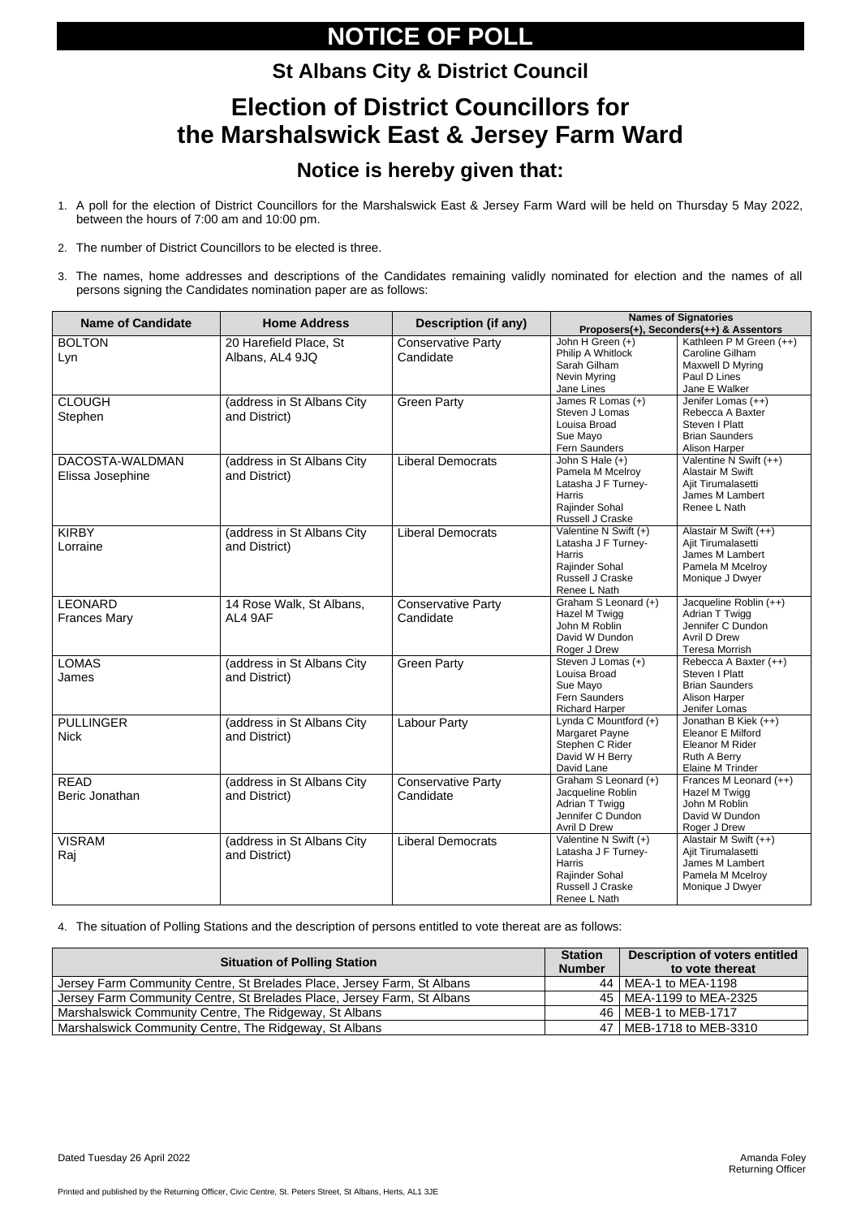# NOTICE OF POLL

## St Albans City & District Council

# Election of District Councillors for the Marshalswick East & Jersey Farm Ward

## Notice is hereby given that:

1. A poll for the election of District Councillors for the Marshalswick East & Jersey Farm Ward will be held on Thursday 5 May 2022, between the hours of 7:00 am and 10:00 pm.
2. The number of District Councillors to be elected is three.
3. The names, home addresses and descriptions of the Candidates remaining validly nominated for election and the names of all persons signing the Candidates nomination paper are as follows:

| Name of Candidate | Home Address | Description (if any) | Names of Signatories Proposers(+), Seconders(++) & Assentors | |
|---|---|---|---|---|
| BOLTON Lyn | 20 Harefield Place, St Albans, AL4 9JQ | Conservative Party Candidate | John H Green (+)<br>Philip A Whitlock<br>Sarah Gilham<br>Nevin Myring<br>Jane Lines | Kathleen P M Green (++)<br>Caroline Gilham<br>Maxwell D Myring<br>Paul D Lines<br>Jane E Walker |
| CLOUGH Stephen | (address in St Albans City and District) | Green Party | James R Lomas (+)<br>Steven J Lomas<br>Louisa Broad<br>Sue Mayo<br>Fern Saunders | Jenifer Lomas (++)<br>Rebecca A Baxter<br>Steven I Platt<br>Brian Saunders<br>Alison Harper |
| DACOSTA-WALDMAN Elissa Josephine | (address in St Albans City and District) | Liberal Democrats | John S Hale (+)<br>Pamela M Mcelroy<br>Latasha J F Turney-Harris<br>Rajinder Sohal<br>Russell J Craske | Valentine N Swift (++)<br>Alastair M Swift<br>Ajit Tirumalasetti<br>James M Lambert<br>Renee L Nath |
| KIRBY Lorraine | (address in St Albans City and District) | Liberal Democrats | Valentine N Swift (+)<br>Latasha J F Turney-Harris<br>Rajinder Sohal<br>Russell J Craske<br>Renee L Nath | Alastair M Swift (++)<br>Ajit Tirumalasetti<br>James M Lambert<br>Pamela M Mcelroy<br>Monique J Dwyer |
| LEONARD Frances Mary | 14 Rose Walk, St Albans, AL4 9AF | Conservative Party Candidate | Graham S Leonard (+)<br>Hazel M Twigg<br>John M Roblin<br>David W Dundon<br>Roger J Drew | Jacqueline Roblin (++)<br>Adrian T Twigg<br>Jennifer C Dundon<br>Avril D Drew<br>Teresa Morrish |
| LOMAS James | (address in St Albans City and District) | Green Party | Steven J Lomas (+)<br>Louisa Broad<br>Sue Mayo<br>Fern Saunders<br>Richard Harper | Rebecca A Baxter (++)<br>Steven I Platt<br>Brian Saunders<br>Alison Harper<br>Jenifer Lomas |
| PULLINGER Nick | (address in St Albans City and District) | Labour Party | Lynda C Mountford (+)<br>Margaret Payne<br>Stephen C Rider<br>David W H Berry<br>David Lane | Jonathan B Kiek (++)<br>Eleanor E Milford<br>Eleanor M Rider<br>Ruth A Berry<br>Elaine M Trinder |
| READ Beric Jonathan | (address in St Albans City and District) | Conservative Party Candidate | Graham S Leonard (+)<br>Jacqueline Roblin<br>Adrian T Twigg<br>Jennifer C Dundon<br>Avril D Drew | Frances M Leonard (++)<br>Hazel M Twigg<br>John M Roblin<br>David W Dundon<br>Roger J Drew |
| VISRAM Raj | (address in St Albans City and District) | Liberal Democrats | Valentine N Swift (+)<br>Latasha J F Turney-Harris<br>Rajinder Sohal<br>Russell J Craske<br>Renee L Nath | Alastair M Swift (++)<br>Ajit Tirumalasetti<br>James M Lambert<br>Pamela M Mcelroy<br>Monique J Dwyer |

4. The situation of Polling Stations and the description of persons entitled to vote thereat are as follows:

| Situation of Polling Station | Station Number | Description of voters entitled to vote thereat |
|---|---|---|
| Jersey Farm Community Centre, St Brelades Place, Jersey Farm, St Albans | 44 | MEA-1 to MEA-1198 |
| Jersey Farm Community Centre, St Brelades Place, Jersey Farm, St Albans | 45 | MEA-1199 to MEA-2325 |
| Marshalswick Community Centre, The Ridgeway, St Albans | 46 | MEB-1 to MEB-1717 |
| Marshalswick Community Centre, The Ridgeway, St Albans | 47 | MEB-1718 to MEB-3310 |

Dated Tuesday 26 April 2022

Amanda Foley
Returning Officer

Printed and published by the Returning Officer, Civic Centre, St. Peters Street, St Albans, Herts, AL1 3JE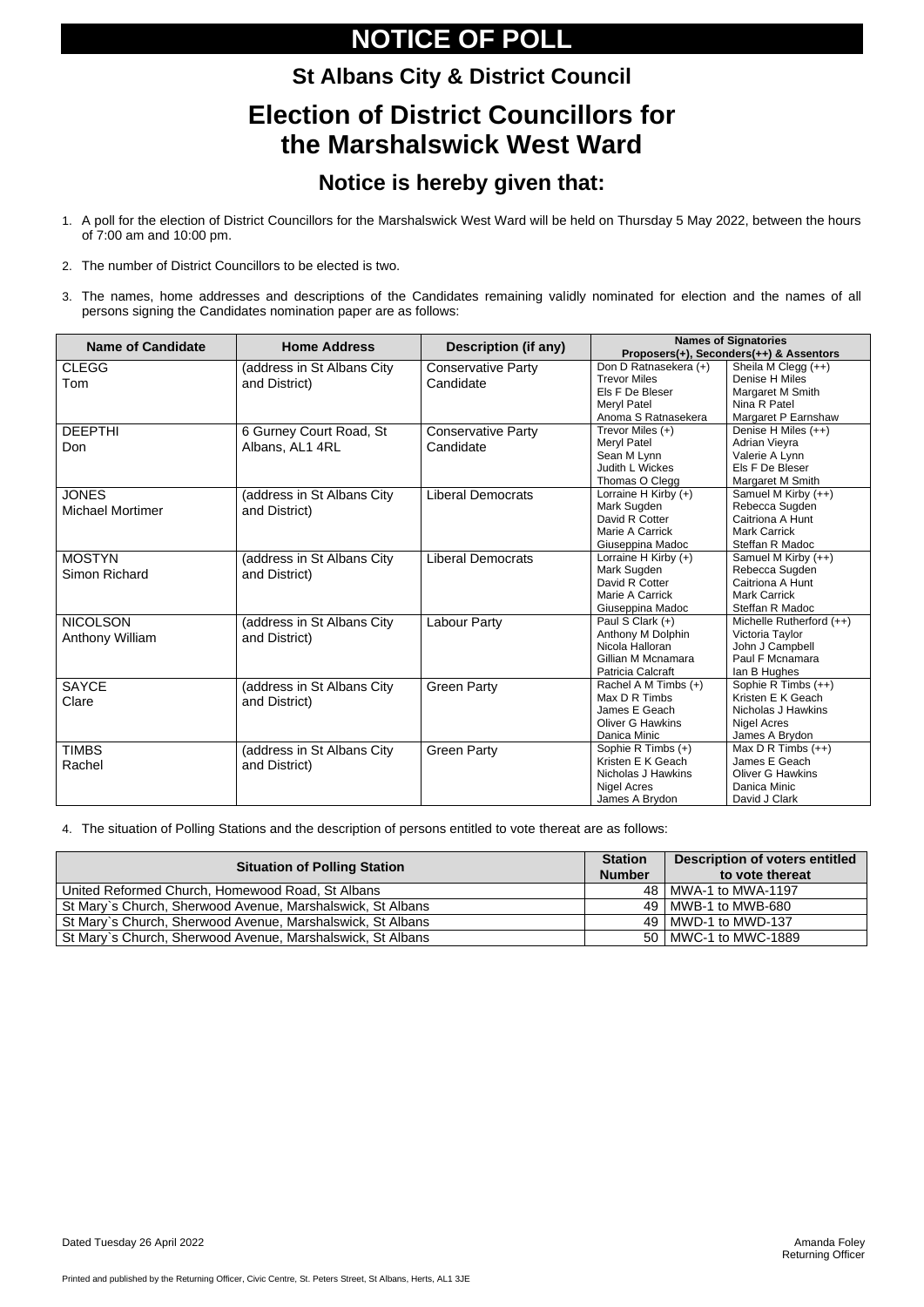# NOTICE OF POLL

## St Albans City & District Council

# Election of District Councillors for the Marshalswick West Ward

## Notice is hereby given that:

1. A poll for the election of District Councillors for the Marshalswick West Ward will be held on Thursday 5 May 2022, between the hours of 7:00 am and 10:00 pm.
2. The number of District Councillors to be elected is two.
3. The names, home addresses and descriptions of the Candidates remaining validly nominated for election and the names of all persons signing the Candidates nomination paper are as follows:

| Name of Candidate | Home Address | Description (if any) | Names of Signatories Proposers(+), Seconders(++) & Assentors | |
|---|---|---|---|---|
| CLEGG Tom | (address in St Albans City and District) | Conservative Party Candidate | Don D Ratnasekera (+) Trevor Miles Els F De Bleser Meryl Patel Anoma S Ratnasekera | Sheila M Clegg (++) Denise H Miles Margaret M Smith Nina R Patel Margaret P Earnshaw |
| DEEPTHI Don | 6 Gurney Court Road, St Albans, AL1 4RL | Conservative Party Candidate | Trevor Miles (+) Meryl Patel Sean M Lynn Judith L Wickes Thomas O Clegg | Denise H Miles (++) Adrian Vieyra Valerie A Lynn Els F De Bleser Margaret M Smith |
| JONES Michael Mortimer | (address in St Albans City and District) | Liberal Democrats | Lorraine H Kirby (+) Mark Sugden David R Cotter Marie A Carrick Giuseppina Madoc | Samuel M Kirby (++) Rebecca Sugden Caitriona A Hunt Mark Carrick Steffan R Madoc |
| MOSTYN Simon Richard | (address in St Albans City and District) | Liberal Democrats | Lorraine H Kirby (+) Mark Sugden David R Cotter Marie A Carrick Giuseppina Madoc | Samuel M Kirby (++) Rebecca Sugden Caitriona A Hunt Mark Carrick Steffan R Madoc |
| NICOLSON Anthony William | (address in St Albans City and District) | Labour Party | Paul S Clark (+) Anthony M Dolphin Nicola Halloran Gillian M Mcnamara Patricia Calcraft | Michelle Rutherford (++) Victoria Taylor John J Campbell Paul F Mcnamara Ian B Hughes |
| SAYCE Clare | (address in St Albans City and District) | Green Party | Rachel A M Timbs (+) Max D R Timbs James E Geach Oliver G Hawkins Danica Minic | Sophie R Timbs (++) Kristen E K Geach Nicholas J Hawkins Nigel Acres James A Brydon |
| TIMBS Rachel | (address in St Albans City and District) | Green Party | Sophie R Timbs (+) Kristen E K Geach Nicholas J Hawkins Nigel Acres James A Brydon | Max D R Timbs (++) James E Geach Oliver G Hawkins Danica Minic David J Clark |

4. The situation of Polling Stations and the description of persons entitled to vote thereat are as follows:

| Situation of Polling Station | Station Number | Description of voters entitled to vote thereat |
|---|---|---|
| United Reformed Church, Homewood Road, St Albans | 48 | MWA-1 to MWA-1197 |
| St Mary`s Church, Sherwood Avenue, Marshalswick, St Albans | 49 | MWB-1 to MWB-680 |
| St Mary`s Church, Sherwood Avenue, Marshalswick, St Albans | 49 | MWD-1 to MWD-137 |
| St Mary`s Church, Sherwood Avenue, Marshalswick, St Albans | 50 | MWC-1 to MWC-1889 |

Dated Tuesday 26 April 2022

Amanda Foley
Returning Officer

Printed and published by the Returning Officer, Civic Centre, St. Peters Street, St Albans, Herts, AL1 3JE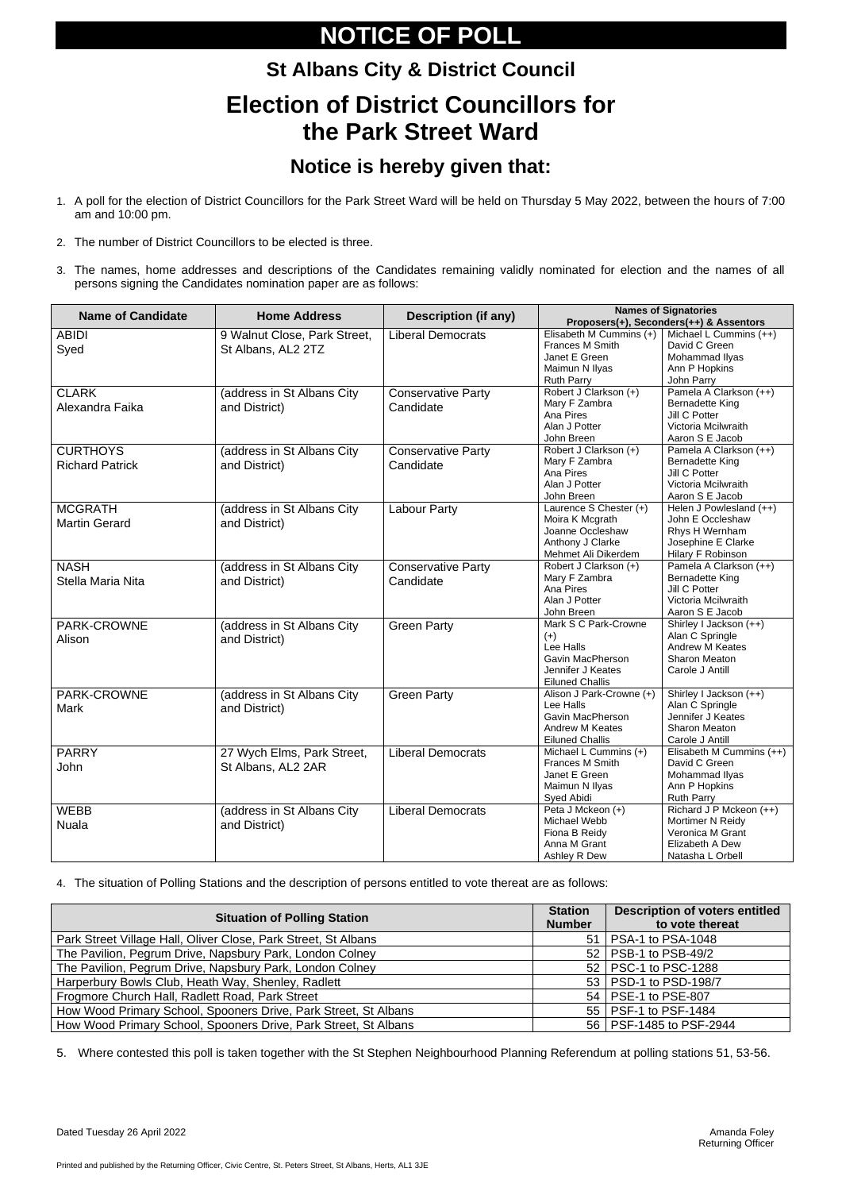# NOTICE OF POLL

## St Albans City & District Council

# Election of District Councillors for the Park Street Ward

## Notice is hereby given that:

1. A poll for the election of District Councillors for the Park Street Ward will be held on Thursday 5 May 2022, between the hours of 7:00 am and 10:00 pm.
2. The number of District Councillors to be elected is three.
3. The names, home addresses and descriptions of the Candidates remaining validly nominated for election and the names of all persons signing the Candidates nomination paper are as follows:

| Name of Candidate | Home Address | Description (if any) | Names of Signatories Proposers(+), Seconders(++) & Assentors | |
|---|---|---|---|---|
| ABIDI Syed | 9 Walnut Close, Park Street, St Albans, AL2 2TZ | Liberal Democrats | Elisabeth M Cummins (+) Frances M Smith Janet E Green Maimun N Ilyas Ruth Parry | Michael L Cummins (++) David C Green Mohammad Ilyas Ann P Hopkins John Parry |
| CLARK Alexandra Faika | (address in St Albans City and District) | Conservative Party Candidate | Robert J Clarkson (+) Mary F Zambra Ana Pires Alan J Potter John Breen | Pamela A Clarkson (++) Bernadette King Jill C Potter Victoria Mcilwraith Aaron S E Jacob |
| CURTHOYS Richard Patrick | (address in St Albans City and District) | Conservative Party Candidate | Robert J Clarkson (+) Mary F Zambra Ana Pires Alan J Potter John Breen | Pamela A Clarkson (++) Bernadette King Jill C Potter Victoria Mcilwraith Aaron S E Jacob |
| MCGRATH Martin Gerard | (address in St Albans City and District) | Labour Party | Laurence S Chester (+) Moira K Mcgrath Joanne Occleshaw Anthony J Clarke Mehmet Ali Dikerdem | Helen J Powlesland (++) John E Occleshaw Rhys H Wernham Josephine E Clarke Hilary F Robinson |
| NASH Stella Maria Nita | (address in St Albans City and District) | Conservative Party Candidate | Robert J Clarkson (+) Mary F Zambra Ana Pires Alan J Potter John Breen | Pamela A Clarkson (++) Bernadette King Jill C Potter Victoria Mcilwraith Aaron S E Jacob |
| PARK-CROWNE Alison | (address in St Albans City and District) | Green Party | Mark S C Park-Crowne (+) Lee Halls Gavin MacPherson Jennifer J Keates Eiluned Challis | Shirley I Jackson (++) Alan C Springle Andrew M Keates Sharon Meaton Carole J Antill |
| PARK-CROWNE Mark | (address in St Albans City and District) | Green Party | Alison J Park-Crowne (+) Lee Halls Gavin MacPherson Andrew M Keates Eiluned Challis | Shirley I Jackson (++) Alan C Springle Jennifer J Keates Sharon Meaton Carole J Antill |
| PARRY John | 27 Wych Elms, Park Street, St Albans, AL2 2AR | Liberal Democrats | Michael L Cummins (+) Frances M Smith Janet E Green Maimun N Ilyas Syed Abidi | Elisabeth M Cummins (++) David C Green Mohammad Ilyas Ann P Hopkins Ruth Parry |
| WEBB Nuala | (address in St Albans City and District) | Liberal Democrats | Peta J Mckeon (+) Michael Webb Fiona B Reidy Anna M Grant Ashley R Dew | Richard J P Mckeon (++) Mortimer N Reidy Veronica M Grant Elizabeth A Dew Natasha L Orbell |

4. The situation of Polling Stations and the description of persons entitled to vote thereat are as follows:

| Situation of Polling Station | Station Number | Description of voters entitled to vote thereat |
|---|---|---|
| Park Street Village Hall, Oliver Close, Park Street, St Albans | 51 | PSA-1 to PSA-1048 |
| The Pavilion, Pegrum Drive, Napsbury Park, London Colney | 52 | PSB-1 to PSB-49/2 |
| The Pavilion, Pegrum Drive, Napsbury Park, London Colney | 52 | PSC-1 to PSC-1288 |
| Harperbury Bowls Club, Heath Way, Shenley, Radlett | 53 | PSD-1 to PSD-198/7 |
| Frogmore Church Hall, Radlett Road, Park Street | 54 | PSE-1 to PSE-807 |
| How Wood Primary School, Spooners Drive, Park Street, St Albans | 55 | PSF-1 to PSF-1484 |
| How Wood Primary School, Spooners Drive, Park Street, St Albans | 56 | PSF-1485 to PSF-2944 |

5. Where contested this poll is taken together with the St Stephen Neighbourhood Planning Referendum at polling stations 51, 53-56.

Dated Tuesday 26 April 2022

Amanda Foley
Returning Officer

Printed and published by the Returning Officer, Civic Centre, St. Peters Street, St Albans, Herts, AL1 3JE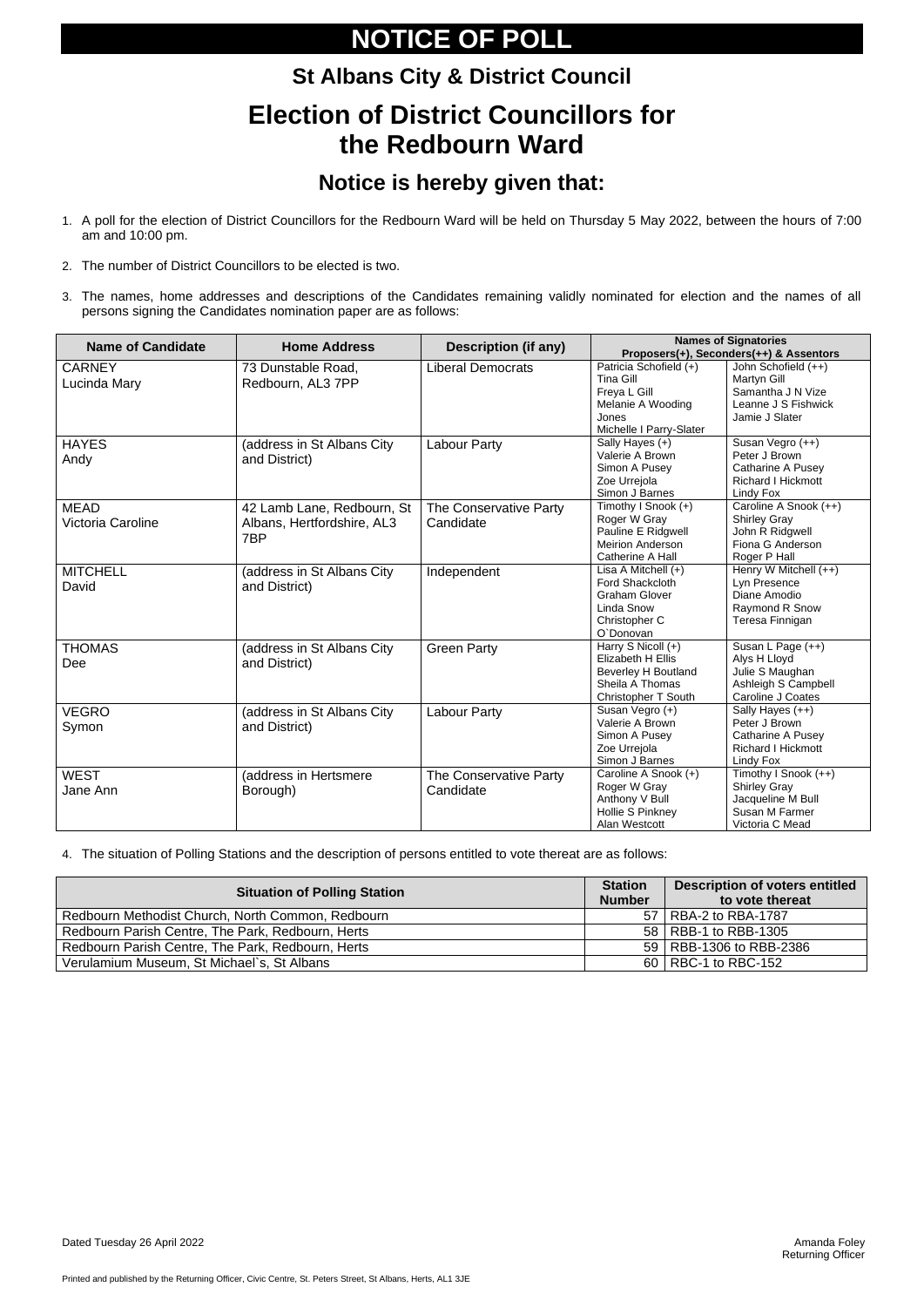# NOTICE OF POLL

## St Albans City & District Council

# Election of District Councillors for the Redbourn Ward

## Notice is hereby given that:

1. A poll for the election of District Councillors for the Redbourn Ward will be held on Thursday 5 May 2022, between the hours of 7:00 am and 10:00 pm.
2. The number of District Councillors to be elected is two.
3. The names, home addresses and descriptions of the Candidates remaining validly nominated for election and the names of all persons signing the Candidates nomination paper are as follows:

| Name of Candidate | Home Address | Description (if any) | Names of Signatories Proposers(+), Seconders(++) & Assentors | |
|---|---|---|---|---|
| CARNEY Lucinda Mary | 73 Dunstable Road, Redbourn, AL3 7PP | Liberal Democrats | Patricia Schofield (+) Tina Gill Freya L Gill Melanie A Wooding Jones Michelle I Parry-Slater | John Schofield (++) Martyn Gill Samantha J N Vize Leanne J S Fishwick Jamie J Slater |
| HAYES Andy | (address in St Albans City and District) | Labour Party | Sally Hayes (+) Valerie A Brown Simon A Pusey Zoe Urrejola Simon J Barnes | Susan Vegro (++) Peter J Brown Catharine A Pusey Richard I Hickmott Lindy Fox |
| MEAD Victoria Caroline | 42 Lamb Lane, Redbourn, St Albans, Hertfordshire, AL3 7BP | The Conservative Party Candidate | Timothy I Snook (+) Roger W Gray Pauline E Ridgwell Meirion Anderson Catherine A Hall | Caroline A Snook (++) Shirley Gray John R Ridgwell Fiona G Anderson Roger P Hall |
| MITCHELL David | (address in St Albans City and District) | Independent | Lisa A Mitchell (+) Ford Shackcloth Graham Glover Linda Snow Christopher C O`Donovan | Henry W Mitchell (++) Lyn Presence Diane Amodio Raymond R Snow Teresa Finnigan |
| THOMAS Dee | (address in St Albans City and District) | Green Party | Harry S Nicoll (+) Elizabeth H Ellis Beverley H Boutland Sheila A Thomas Christopher T South | Susan L Page (++) Alys H Lloyd Julie S Maughan Ashleigh S Campbell Caroline J Coates |
| VEGRO Symon | (address in St Albans City and District) | Labour Party | Susan Vegro (+) Valerie A Brown Simon A Pusey Zoe Urrejola Simon J Barnes | Sally Hayes (++) Peter J Brown Catharine A Pusey Richard I Hickmott Lindy Fox |
| WEST Jane Ann | (address in Hertsmere Borough) | The Conservative Party Candidate | Caroline A Snook (+) Roger W Gray Anthony V Bull Hollie S Pinkney Alan Westcott | Timothy I Snook (++) Shirley Gray Jacqueline M Bull Susan M Farmer Victoria C Mead |

4. The situation of Polling Stations and the description of persons entitled to vote thereat are as follows:

| Situation of Polling Station | Station Number | Description of voters entitled to vote thereat |
|---|---|---|
| Redbourn Methodist Church, North Common, Redbourn | 57 | RBA-2 to RBA-1787 |
| Redbourn Parish Centre, The Park, Redbourn, Herts | 58 | RBB-1 to RBB-1305 |
| Redbourn Parish Centre, The Park, Redbourn, Herts | 59 | RBB-1306 to RBB-2386 |
| Verulamium Museum, St Michael`s, St Albans | 60 | RBC-1 to RBC-152 |

Dated Tuesday 26 April 2022

Amanda Foley
Returning Officer

Printed and published by the Returning Officer, Civic Centre, St. Peters Street, St Albans, Herts, AL1 3JE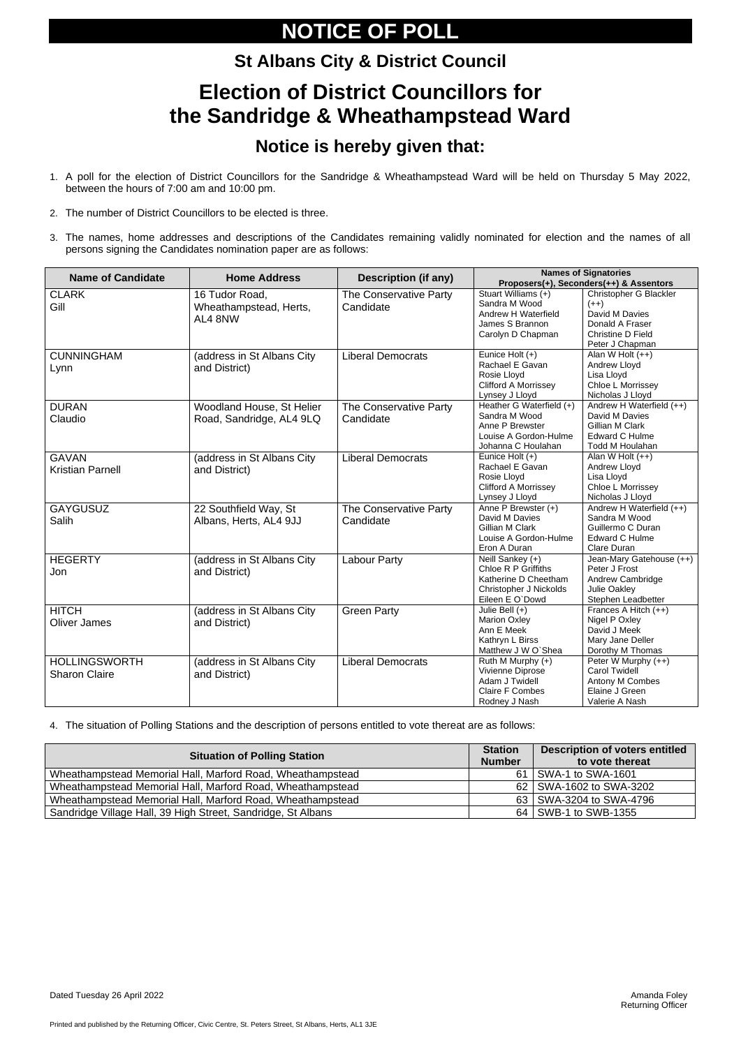# NOTICE OF POLL

## St Albans City & District Council

# Election of District Councillors for the Sandridge & Wheathampstead Ward

## Notice is hereby given that:

1. A poll for the election of District Councillors for the Sandridge & Wheathampstead Ward will be held on Thursday 5 May 2022, between the hours of 7:00 am and 10:00 pm.
2. The number of District Councillors to be elected is three.
3. The names, home addresses and descriptions of the Candidates remaining validly nominated for election and the names of all persons signing the Candidates nomination paper are as follows:

| Name of Candidate | Home Address | Description (if any) | Names of Signatories Proposers(+), Seconders(++) & Assentors | |
|---|---|---|---|---|
| CLARK Gill | 16 Tudor Road, Wheathampstead, Herts, AL4 8NW | The Conservative Party Candidate | Stuart Williams (+) Sandra M Wood Andrew H Waterfield James S Brannon Carolyn D Chapman | Christopher G Blackler (++) David M Davies Donald A Fraser Christine D Field Peter J Chapman |
| CUNNINGHAM Lynn | (address in St Albans City and District) | Liberal Democrats | Eunice Holt (+) Rachael E Gavan Rosie Lloyd Clifford A Morrissey Lynsey J Lloyd | Alan W Holt (++) Andrew Lloyd Lisa Lloyd Chloe L Morrissey Nicholas J Lloyd |
| DURAN Claudio | Woodland House, St Helier Road, Sandridge, AL4 9LQ | The Conservative Party Candidate | Heather G Waterfield (+) Sandra M Wood Anne P Brewster Louise A Gordon-Hulme Johanna C Houlahan | Andrew H Waterfield (++) David M Davies Gillian M Clark Edward C Hulme Todd M Houlahan |
| GAVAN Kristian Parnell | (address in St Albans City and District) | Liberal Democrats | Eunice Holt (+) Rachael E Gavan Rosie Lloyd Clifford A Morrissey Lynsey J Lloyd | Alan W Holt (++) Andrew Lloyd Lisa Lloyd Chloe L Morrissey Nicholas J Lloyd |
| GAYGUSUZ Salih | 22 Southfield Way, St Albans, Herts, AL4 9JJ | The Conservative Party Candidate | Anne P Brewster (+) David M Davies Gillian M Clark Louise A Gordon-Hulme Eron A Duran | Andrew H Waterfield (++) Sandra M Wood Guillermo C Duran Edward C Hulme Clare Duran |
| HEGERTY Jon | (address in St Albans City and District) | Labour Party | Neill Sankey (+) Chloe R P Griffiths Katherine D Cheetham Christopher J Nickolds Eileen E O`Dowd | Jean-Mary Gatehouse (++) Peter J Frost Andrew Cambridge Julie Oakley Stephen Leadbetter |
| HITCH Oliver James | (address in St Albans City and District) | Green Party | Julie Bell (+) Marion Oxley Ann E Meek Kathryn L Birss Matthew J W O`Shea | Frances A Hitch (++) Nigel P Oxley David J Meek Mary Jane Deller Dorothy M Thomas |
| HOLLINGSWORTH Sharon Claire | (address in St Albans City and District) | Liberal Democrats | Ruth M Murphy (+) Vivienne Diprose Adam J Twidell Claire F Combes Rodney J Nash | Peter W Murphy (++) Carol Twidell Antony M Combes Elaine J Green Valerie A Nash |

4. The situation of Polling Stations and the description of persons entitled to vote thereat are as follows:

| Situation of Polling Station | Station Number | Description of voters entitled to vote thereat |
|---|---|---|
| Wheathampstead Memorial Hall, Marford Road, Wheathampstead | 61 | SWA-1 to SWA-1601 |
| Wheathampstead Memorial Hall, Marford Road, Wheathampstead | 62 | SWA-1602 to SWA-3202 |
| Wheathampstead Memorial Hall, Marford Road, Wheathampstead | 63 | SWA-3204 to SWA-4796 |
| Sandridge Village Hall, 39 High Street, Sandridge, St Albans | 64 | SWB-1 to SWB-1355 |

Dated Tuesday 26 April 2022

Amanda Foley
Returning Officer

Printed and published by the Returning Officer, Civic Centre, St. Peters Street, St Albans, Herts, AL1 3JE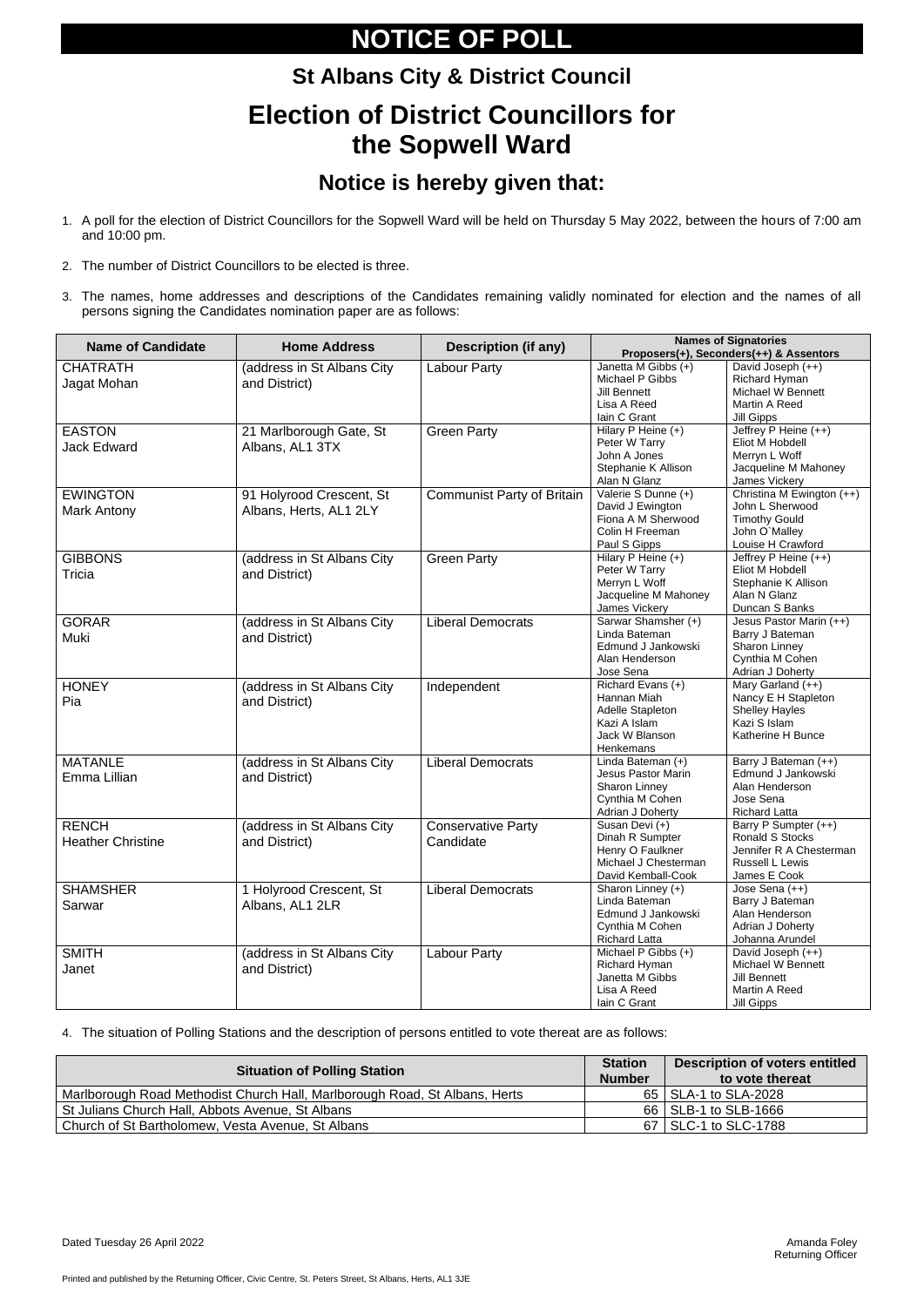# NOTICE OF POLL

## St Albans City & District Council

# Election of District Councillors for the Sopwell Ward

## Notice is hereby given that:

1. A poll for the election of District Councillors for the Sopwell Ward will be held on Thursday 5 May 2022, between the hours of 7:00 am and 10:00 pm.

2. The number of District Councillors to be elected is three.

3. The names, home addresses and descriptions of the Candidates remaining validly nominated for election and the names of all persons signing the Candidates nomination paper are as follows:

| Name of Candidate | Home Address | Description (if any) | Names of Signatories Proposers(+), Seconders(++) & Assentors | |
|---|---|---|---|---|
| CHATRATH Jagat Mohan | (address in St Albans City and District) | Labour Party | Janetta M Gibbs (+) Michael P Gibbs Jill Bennett Lisa A Reed Iain C Grant | David Joseph (++) Richard Hyman Michael W Bennett Martin A Reed Jill Gipps |
| EASTON Jack Edward | 21 Marlborough Gate, St Albans, AL1 3TX | Green Party | Hilary P Heine (+) Peter W Tarry John A Jones Stephanie K Allison Alan N Glanz | Jeffrey P Heine (++) Eliot M Hobdell Merryn L Woff Jacqueline M Mahoney James Vickery |
| EWINGTON Mark Antony | 91 Holyrood Crescent, St Albans, Herts, AL1 2LY | Communist Party of Britain | Valerie S Dunne (+) David J Ewington Fiona A M Sherwood Colin H Freeman Paul S Gipps | Christina M Ewington (++) John L Sherwood Timothy Gould John O`Malley Louise H Crawford |
| GIBBONS Tricia | (address in St Albans City and District) | Green Party | Hilary P Heine (+) Peter W Tarry Merryn L Woff Jacqueline M Mahoney James Vickery | Jeffrey P Heine (++) Eliot M Hobdell Stephanie K Allison Alan N Glanz Duncan S Banks |
| GORAR Muki | (address in St Albans City and District) | Liberal Democrats | Sarwar Shamsher (+) Linda Bateman Edmund J Jankowski Alan Henderson Jose Sena | Jesus Pastor Marin (++) Barry J Bateman Sharon Linney Cynthia M Cohen Adrian J Doherty |
| HONEY Pia | (address in St Albans City and District) | Independent | Richard Evans (+) Hannan Miah Adelle Stapleton Kazi A Islam Jack W Blanson Henkemans | Mary Garland (++) Nancy E H Stapleton Shelley Hayles Kazi S Islam Katherine H Bunce |
| MATANLE Emma Lillian | (address in St Albans City and District) | Liberal Democrats | Linda Bateman (+) Jesus Pastor Marin Sharon Linney Cynthia M Cohen Adrian J Doherty | Barry J Bateman (++) Edmund J Jankowski Alan Henderson Jose Sena Richard Latta |
| RENCH Heather Christine | (address in St Albans City and District) | Conservative Party Candidate | Susan Devi (+) Dinah R Sumpter Henry O Faulkner Michael J Chesterman David Kemball-Cook | Barry P Sumpter (++) Ronald S Stocks Jennifer R A Chesterman Russell L Lewis James E Cook |
| SHAMSHER Sarwar | 1 Holyrood Crescent, St Albans, AL1 2LR | Liberal Democrats | Sharon Linney (+) Linda Bateman Edmund J Jankowski Cynthia M Cohen Richard Latta | Jose Sena (++) Barry J Bateman Alan Henderson Adrian J Doherty Johanna Arundel |
| SMITH Janet | (address in St Albans City and District) | Labour Party | Michael P Gibbs (+) Richard Hyman Janetta M Gibbs Lisa A Reed Iain C Grant | David Joseph (++) Michael W Bennett Jill Bennett Martin A Reed Jill Gipps |

4. The situation of Polling Stations and the description of persons entitled to vote thereat are as follows:

| Situation of Polling Station | Station Number | Description of voters entitled to vote thereat |
|---|---|---|
| Marlborough Road Methodist Church Hall, Marlborough Road, St Albans, Herts | 65 | SLA-1 to SLA-2028 |
| St Julians Church Hall, Abbots Avenue, St Albans | 66 | SLB-1 to SLB-1666 |
| Church of St Bartholomew, Vesta Avenue, St Albans | 67 | SLC-1 to SLC-1788 |

Dated Tuesday 26 April 2022

Amanda Foley
Returning Officer

Printed and published by the Returning Officer, Civic Centre, St. Peters Street, St Albans, Herts, AL1 3JE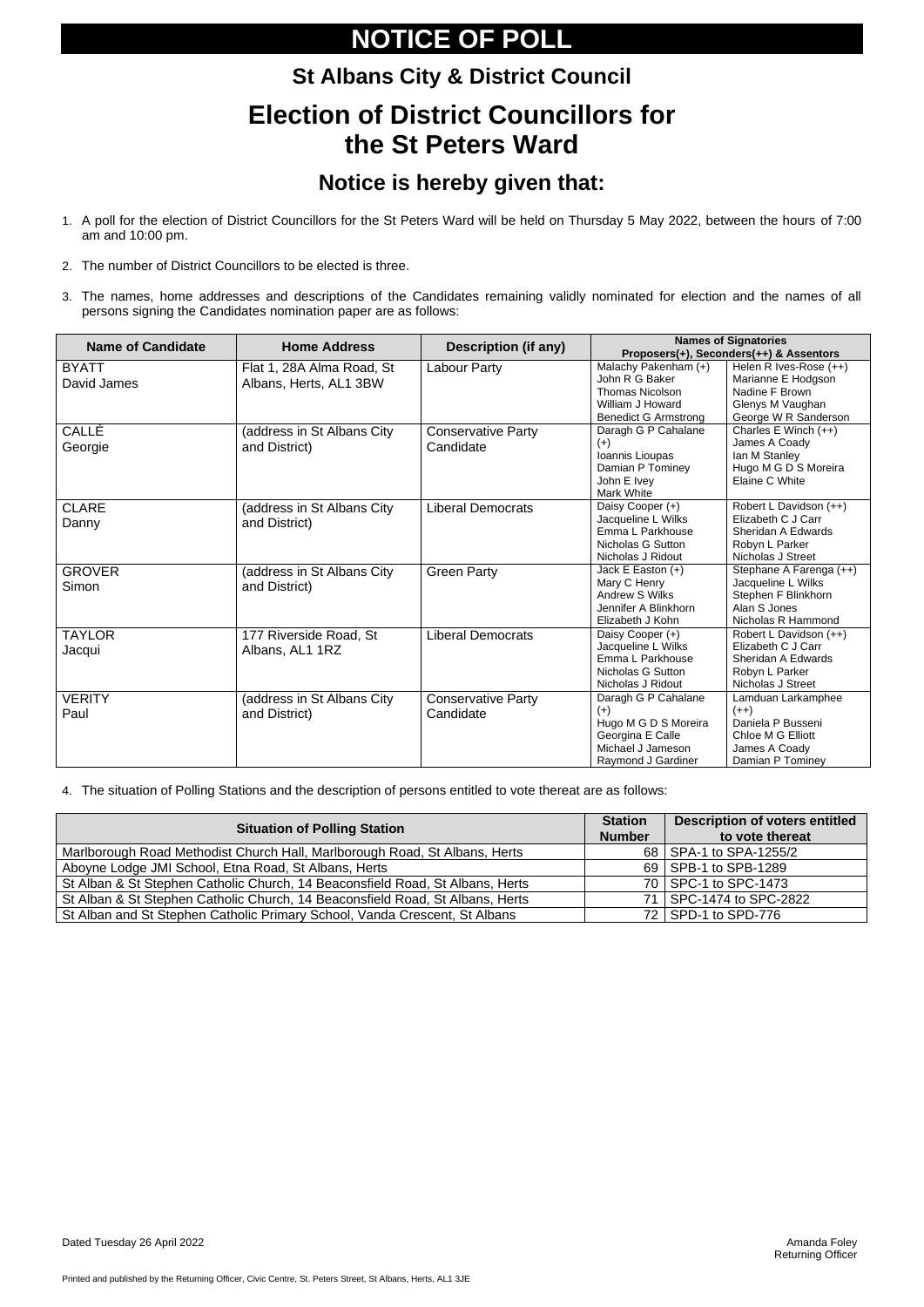# NOTICE OF POLL

## St Albans City & District Council

# Election of District Councillors for the St Peters Ward

## Notice is hereby given that:

1. A poll for the election of District Councillors for the St Peters Ward will be held on Thursday 5 May 2022, between the hours of 7:00 am and 10:00 pm.
2. The number of District Councillors to be elected is three.
3. The names, home addresses and descriptions of the Candidates remaining validly nominated for election and the names of all persons signing the Candidates nomination paper are as follows:

| Name of Candidate | Home Address | Description (if any) | Names of Signatories Proposers(+), Seconders(++) & Assentors | |
|---|---|---|---|---|
| BYATT David James | Flat 1, 28A Alma Road, St Albans, Herts, AL1 3BW | Labour Party | Malachy Pakenham (+)<br>John R G Baker<br>Thomas Nicolson<br>William J Howard<br>Benedict G Armstrong | Helen R Ives-Rose (++)<br>Marianne E Hodgson<br>Nadine F Brown<br>Glenys M Vaughan<br>George W R Sanderson |
| CALLÉ Georgie | (address in St Albans City and District) | Conservative Party Candidate | Daragh G P Cahalane (+)<br>Ioannis Lioupas<br>Damian P Tominey<br>John E Ivey<br>Mark White | Charles E Winch (++)<br>James A Coady<br>Ian M Stanley<br>Hugo M G D S Moreira<br>Elaine C White |
| CLARE Danny | (address in St Albans City and District) | Liberal Democrats | Daisy Cooper (+)<br>Jacqueline L Wilks<br>Emma L Parkhouse<br>Nicholas G Sutton<br>Nicholas J Ridout | Robert L Davidson (++)<br>Elizabeth C J Carr<br>Sheridan A Edwards<br>Robyn L Parker<br>Nicholas J Street |
| GROVER Simon | (address in St Albans City and District) | Green Party | Jack E Easton (+)<br>Mary C Henry<br>Andrew S Wilks<br>Jennifer A Blinkhorn<br>Elizabeth J Kohn | Stephane A Farenga (++)<br>Jacqueline L Wilks<br>Stephen F Blinkhorn<br>Alan S Jones<br>Nicholas R Hammond |
| TAYLOR Jacqui | 177 Riverside Road, St Albans, AL1 1RZ | Liberal Democrats | Daisy Cooper (+)<br>Jacqueline L Wilks<br>Emma L Parkhouse<br>Nicholas G Sutton<br>Nicholas J Ridout | Robert L Davidson (++)<br>Elizabeth C J Carr<br>Sheridan A Edwards<br>Robyn L Parker<br>Nicholas J Street |
| VERITY Paul | (address in St Albans City and District) | Conservative Party Candidate | Daragh G P Cahalane (+)<br>Hugo M G D S Moreira<br>Georgina E Calle<br>Michael J Jameson<br>Raymond J Gardiner | Lamduan Larkamphee (++)<br>Daniela P Busseni<br>Chloe M G Elliott<br>James A Coady<br>Damian P Tominey |

4. The situation of Polling Stations and the description of persons entitled to vote thereat are as follows:

| Situation of Polling Station | Station Number | Description of voters entitled to vote thereat |
|---|---|---|
| Marlborough Road Methodist Church Hall, Marlborough Road, St Albans, Herts | 68 | SPA-1 to SPA-1255/2 |
| Aboyne Lodge JMI School, Etna Road, St Albans, Herts | 69 | SPB-1 to SPB-1289 |
| St Alban & St Stephen Catholic Church, 14 Beaconsfield Road, St Albans, Herts | 70 | SPC-1 to SPC-1473 |
| St Alban & St Stephen Catholic Church, 14 Beaconsfield Road, St Albans, Herts | 71 | SPC-1474 to SPC-2822 |
| St Alban and St Stephen Catholic Primary School, Vanda Crescent, St Albans | 72 | SPD-1 to SPD-776 |

Dated Tuesday 26 April 2022

Amanda Foley
Returning Officer

Printed and published by the Returning Officer, Civic Centre, St. Peters Street, St Albans, Herts, AL1 3JE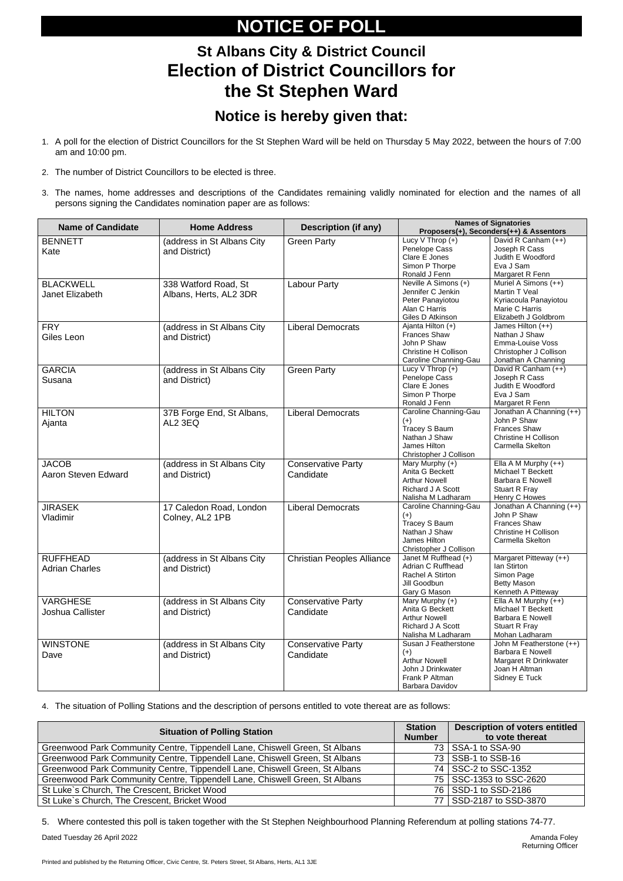# NOTICE OF POLL

## St Albans City & District Council
## Election of District Councillors for the St Stephen Ward

### Notice is hereby given that:

1. A poll for the election of District Councillors for the St Stephen Ward will be held on Thursday 5 May 2022, between the hours of 7:00 am and 10:00 pm.

2. The number of District Councillors to be elected is three.

3. The names, home addresses and descriptions of the Candidates remaining validly nominated for election and the names of all persons signing the Candidates nomination paper are as follows:

| Name of Candidate | Home Address | Description (if any) | Names of Signatories Proposers(+), Seconders(++) & Assentors | |
|---|---|---|---|---|
| BENNETT Kate | (address in St Albans City and District) | Green Party | Lucy V Throp (+) Penelope Cass Clare E Jones Simon P Thorpe Ronald J Fenn | David R Canham (++) Joseph R Cass Judith E Woodford Eva J Sam Margaret R Fenn |
| BLACKWELL Janet Elizabeth | 338 Watford Road, St Albans, Herts, AL2 3DR | Labour Party | Neville A Simons (+) Jennifer C Jenkin Peter Panayiotou Alan C Harris Giles D Atkinson | Muriel A Simons (++) Martin T Veal Kyriacoula Panayiotou Marie C Harris Elizabeth J Goldbrom |
| FRY Giles Leon | (address in St Albans City and District) | Liberal Democrats | Ajanta Hilton (+) Frances Shaw John P Shaw Christine H Collison Caroline Channing-Gau | James Hilton (++) Nathan J Shaw Emma-Louise Voss Christopher J Collison Jonathan A Channing |
| GARCIA Susana | (address in St Albans City and District) | Green Party | Lucy V Throp (+) Penelope Cass Clare E Jones Simon P Thorpe Ronald J Fenn | David R Canham (++) Joseph R Cass Judith E Woodford Eva J Sam Margaret R Fenn |
| HILTON Ajanta | 37B Forge End, St Albans, AL2 3EQ | Liberal Democrats | Caroline Channing-Gau (+) Tracey S Baum Nathan J Shaw James Hilton Christopher J Collison | Jonathan A Channing (++) John P Shaw Frances Shaw Christine H Collison Carmella Skelton |
| JACOB Aaron Steven Edward | (address in St Albans City and District) | Conservative Party Candidate | Mary Murphy (+) Anita G Beckett Arthur Nowell Richard J A Scott Nalisha M Ladharam | Ella A M Murphy (++) Michael T Beckett Barbara E Nowell Stuart R Fray Henry C Howes |
| JIRASEK Vladimir | 17 Caledon Road, London Colney, AL2 1PB | Liberal Democrats | Caroline Channing-Gau (+) Tracey S Baum Nathan J Shaw James Hilton Christopher J Collison | Jonathan A Channing (++) John P Shaw Frances Shaw Christine H Collison Carmella Skelton |
| RUFFHEAD Adrian Charles | (address in St Albans City and District) | Christian Peoples Alliance | Janet M Ruffhead (+) Adrian C Ruffhead Rachel A Stirton Jill Goodbun Gary G Mason | Margaret Pitteway (++) Ian Stirton Simon Page Betty Mason Kenneth A Pitteway |
| VARGHESE Joshua Callister | (address in St Albans City and District) | Conservative Party Candidate | Mary Murphy (+) Anita G Beckett Arthur Nowell Richard J A Scott Nalisha M Ladharam | Ella A M Murphy (++) Michael T Beckett Barbara E Nowell Stuart R Fray Mohan Ladharam |
| WINSTONE Dave | (address in St Albans City and District) | Conservative Party Candidate | Susan J Featherstone (+) Arthur Nowell John J Drinkwater Frank P Altman Barbara Davidov | John M Featherstone (++) Barbara E Nowell Margaret R Drinkwater Joan H Altman Sidney E Tuck |

4. The situation of Polling Stations and the description of persons entitled to vote thereat are as follows:

| Situation of Polling Station | Station Number | Description of voters entitled to vote thereat |
|---|---|---|
| Greenwood Park Community Centre, Tippendell Lane, Chiswell Green, St Albans | 73 | SSA-1 to SSA-90 |
| Greenwood Park Community Centre, Tippendell Lane, Chiswell Green, St Albans | 73 | SSB-1 to SSB-16 |
| Greenwood Park Community Centre, Tippendell Lane, Chiswell Green, St Albans | 74 | SSC-2 to SSC-1352 |
| Greenwood Park Community Centre, Tippendell Lane, Chiswell Green, St Albans | 75 | SSC-1353 to SSC-2620 |
| St Luke`s Church, The Crescent, Bricket Wood | 76 | SSD-1 to SSD-2186 |
| St Luke`s Church, The Crescent, Bricket Wood | 77 | SSD-2187 to SSD-3870 |

5. Where contested this poll is taken together with the St Stephen Neighbourhood Planning Referendum at polling stations 74-77.

Dated Tuesday 26 April 2022

Amanda Foley
Returning Officer

Printed and published by the Returning Officer, Civic Centre, St. Peters Street, St Albans, Herts, AL1 3JE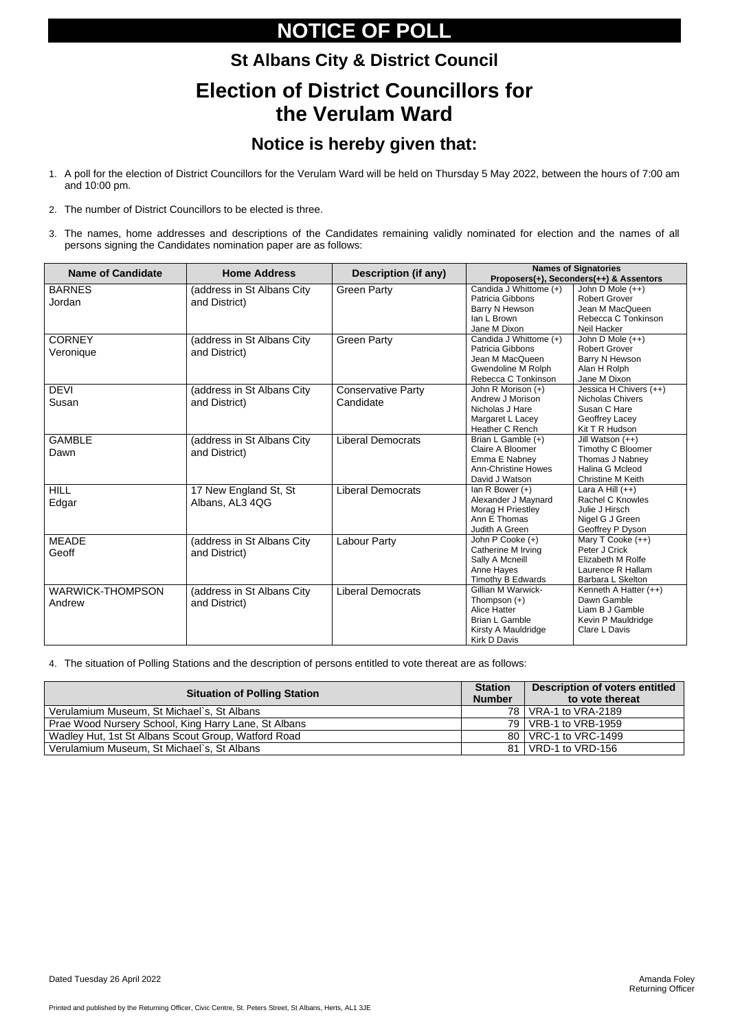# NOTICE OF POLL

## St Albans City & District Council

# Election of District Councillors for the Verulam Ward

## Notice is hereby given that:

1. A poll for the election of District Councillors for the Verulam Ward will be held on Thursday 5 May 2022, between the hours of 7:00 am and 10:00 pm.

2. The number of District Councillors to be elected is three.

3. The names, home addresses and descriptions of the Candidates remaining validly nominated for election and the names of all persons signing the Candidates nomination paper are as follows:

| Name of Candidate | Home Address | Description (if any) | Names of Signatories Proposers(+), Seconders(++) & Assentors | |
|---|---|---|---|---|
| BARNES Jordan | (address in St Albans City and District) | Green Party | Candida J Whittome (+)<br>Patricia Gibbons<br>Barry N Hewson<br>Ian L Brown<br>Jane M Dixon | John D Mole (++)<br>Robert Grover<br>Jean M MacQueen<br>Rebecca C Tonkinson<br>Neil Hacker |
| CORNEY Veronique | (address in St Albans City and District) | Green Party | Candida J Whittome (+)<br>Patricia Gibbons<br>Jean M MacQueen<br>Gwendoline M Rolph<br>Rebecca C Tonkinson | John D Mole (++)<br>Robert Grover<br>Barry N Hewson<br>Alan H Rolph<br>Jane M Dixon |
| DEVI Susan | (address in St Albans City and District) | Conservative Party Candidate | John R Morison (+)<br>Andrew J Morison<br>Nicholas J Hare<br>Margaret L Lacey<br>Heather C Rench | Jessica H Chivers (++)<br>Nicholas Chivers<br>Susan C Hare<br>Geoffrey Lacey<br>Kit T R Hudson |
| GAMBLE Dawn | (address in St Albans City and District) | Liberal Democrats | Brian L Gamble (+)<br>Claire A Bloomer<br>Emma E Nabney<br>Ann-Christine Howes<br>David J Watson | Jill Watson (++)<br>Timothy C Bloomer<br>Thomas J Nabney<br>Halina G Mcleod<br>Christine M Keith |
| HILL Edgar | 17 New England St, St Albans, AL3 4QG | Liberal Democrats | Ian R Bower (+)<br>Alexander J Maynard<br>Morag H Priestley<br>Ann E Thomas<br>Judith A Green | Lara A Hill (++)<br>Rachel C Knowles<br>Julie J Hirsch<br>Nigel G J Green<br>Geoffrey P Dyson |
| MEADE Geoff | (address in St Albans City and District) | Labour Party | John P Cooke (+)<br>Catherine M Irving<br>Sally A Mcneill<br>Anne Hayes<br>Timothy B Edwards | Mary T Cooke (++)<br>Peter J Crick<br>Elizabeth M Rolfe<br>Laurence R Hallam<br>Barbara L Skelton |
| WARWICK-THOMPSON Andrew | (address in St Albans City and District) | Liberal Democrats | Gillian M Warwick-Thompson (+)<br>Alice Hatter<br>Brian L Gamble<br>Kirsty A Mauldridge<br>Kirk D Davis | Kenneth A Hatter (++)<br>Dawn Gamble<br>Liam B J Gamble<br>Kevin P Mauldridge<br>Clare L Davis |

4. The situation of Polling Stations and the description of persons entitled to vote thereat are as follows:

| Situation of Polling Station | Station Number | Description of voters entitled to vote thereat |
|---|---|---|
| Verulamium Museum, St Michael`s, St Albans | 78 | VRA-1 to VRA-2189 |
| Prae Wood Nursery School, King Harry Lane, St Albans | 79 | VRB-1 to VRB-1959 |
| Wadley Hut, 1st St Albans Scout Group, Watford Road | 80 | VRC-1 to VRC-1499 |
| Verulamium Museum, St Michael`s, St Albans | 81 | VRD-1 to VRD-156 |

Dated Tuesday 26 April 2022

Amanda Foley
Returning Officer

Printed and published by the Returning Officer, Civic Centre, St. Peters Street, St Albans, Herts, AL1 3JE